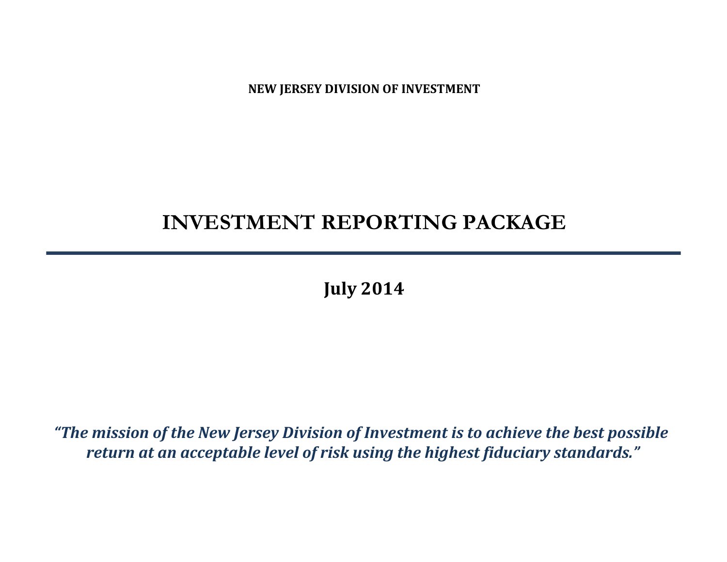**NEW JERSEY DIVISION OF INVESTMENT**

# INVESTMENT REPORTING PACKAGE

---

## July 2014

***"The mission of the New Jersey Division of Investment is to achieve the best possible return at an acceptable level of risk using the highest fiduciary standards."***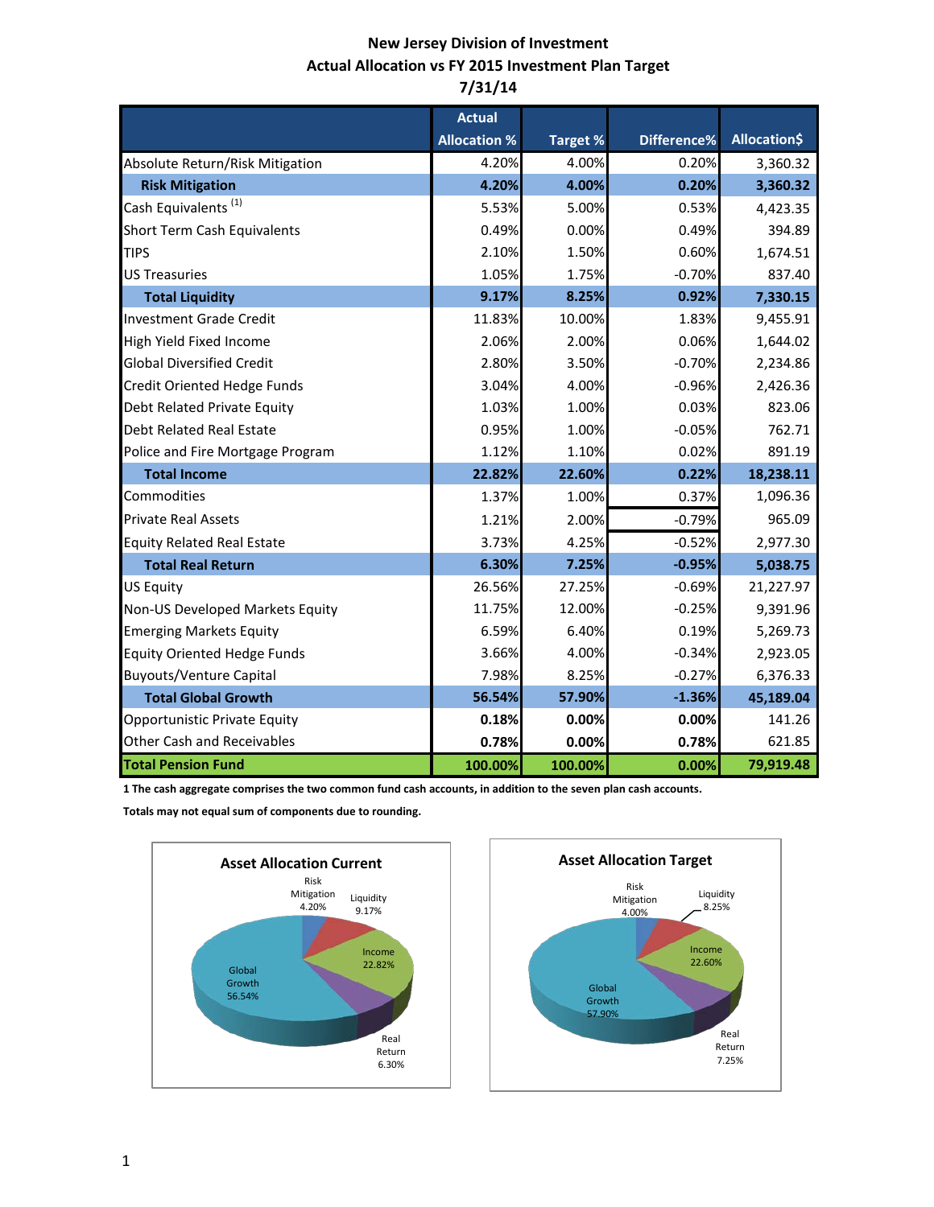# New Jersey Division of Investment
## Actual Allocation vs FY 2015 Investment Plan Target
## 7/31/14

| | Actual Allocation % | Target % | Difference% | Allocation$ |
|---|---|---|---|---|
| Absolute Return/Risk Mitigation | 4.20% | 4.00% | 0.20% | 3,360.32 |
| **Risk Mitigation** | **4.20%** | **4.00%** | **0.20%** | **3,360.32** |
| Cash Equivalents [(1)] | 5.53% | 5.00% | 0.53% | 4,423.35 |
| Short Term Cash Equivalents | 0.49% | 0.00% | 0.49% | 394.89 |
| TIPS | 2.10% | 1.50% | 0.60% | 1,674.51 |
| US Treasuries | 1.05% | 1.75% | -0.70% | 837.40 |
| **Total Liquidity** | **9.17%** | **8.25%** | **0.92%** | **7,330.15** |
| Investment Grade Credit | 11.83% | 10.00% | 1.83% | 9,455.91 |
| High Yield Fixed Income | 2.06% | 2.00% | 0.06% | 1,644.02 |
| Global Diversified Credit | 2.80% | 3.50% | -0.70% | 2,234.86 |
| Credit Oriented Hedge Funds | 3.04% | 4.00% | -0.96% | 2,426.36 |
| Debt Related Private Equity | 1.03% | 1.00% | 0.03% | 823.06 |
| Debt Related Real Estate | 0.95% | 1.00% | -0.05% | 762.71 |
| Police and Fire Mortgage Program | 1.12% | 1.10% | 0.02% | 891.19 |
| **Total Income** | **22.82%** | **22.60%** | **0.22%** | **18,238.11** |
| Commodities | 1.37% | 1.00% | 0.37% | 1,096.36 |
| Private Real Assets | 1.21% | 2.00% | -0.79% | 965.09 |
| Equity Related Real Estate | 3.73% | 4.25% | -0.52% | 2,977.30 |
| **Total Real Return** | **6.30%** | **7.25%** | **-0.95%** | **5,038.75** |
| US Equity | 26.56% | 27.25% | -0.69% | 21,227.97 |
| Non-US Developed Markets Equity | 11.75% | 12.00% | -0.25% | 9,391.96 |
| Emerging Markets Equity | 6.59% | 6.40% | 0.19% | 5,269.73 |
| Equity Oriented Hedge Funds | 3.66% | 4.00% | -0.34% | 2,923.05 |
| Buyouts/Venture Capital | 7.98% | 8.25% | -0.27% | 6,376.33 |
| **Total Global Growth** | **56.54%** | **57.90%** | **-1.36%** | **45,189.04** |
| Opportunistic Private Equity | **0.18%** | **0.00%** | **0.00%** | 141.26 |
| Other Cash and Receivables | **0.78%** | **0.00%** | **0.78%** | 621.85 |
| **Total Pension Fund** | **100.00%** | **100.00%** | **0.00%** | **79,919.48** |

**1 The cash aggregate comprises the two common fund cash accounts, in addition to the seven plan cash accounts.**

**Totals may not equal sum of components due to rounding.**

**Asset Allocation Current**

Risk Mitigation 4.20%
Liquidity 9.17%
Income 22.82%
Real Return 6.30%
Global Growth 56.54%

**Asset Allocation Target**

Risk Mitigation 4.00%
Liquidity 8.25%
Income 22.60%
Real Return 7.25%
Global Growth 57.90%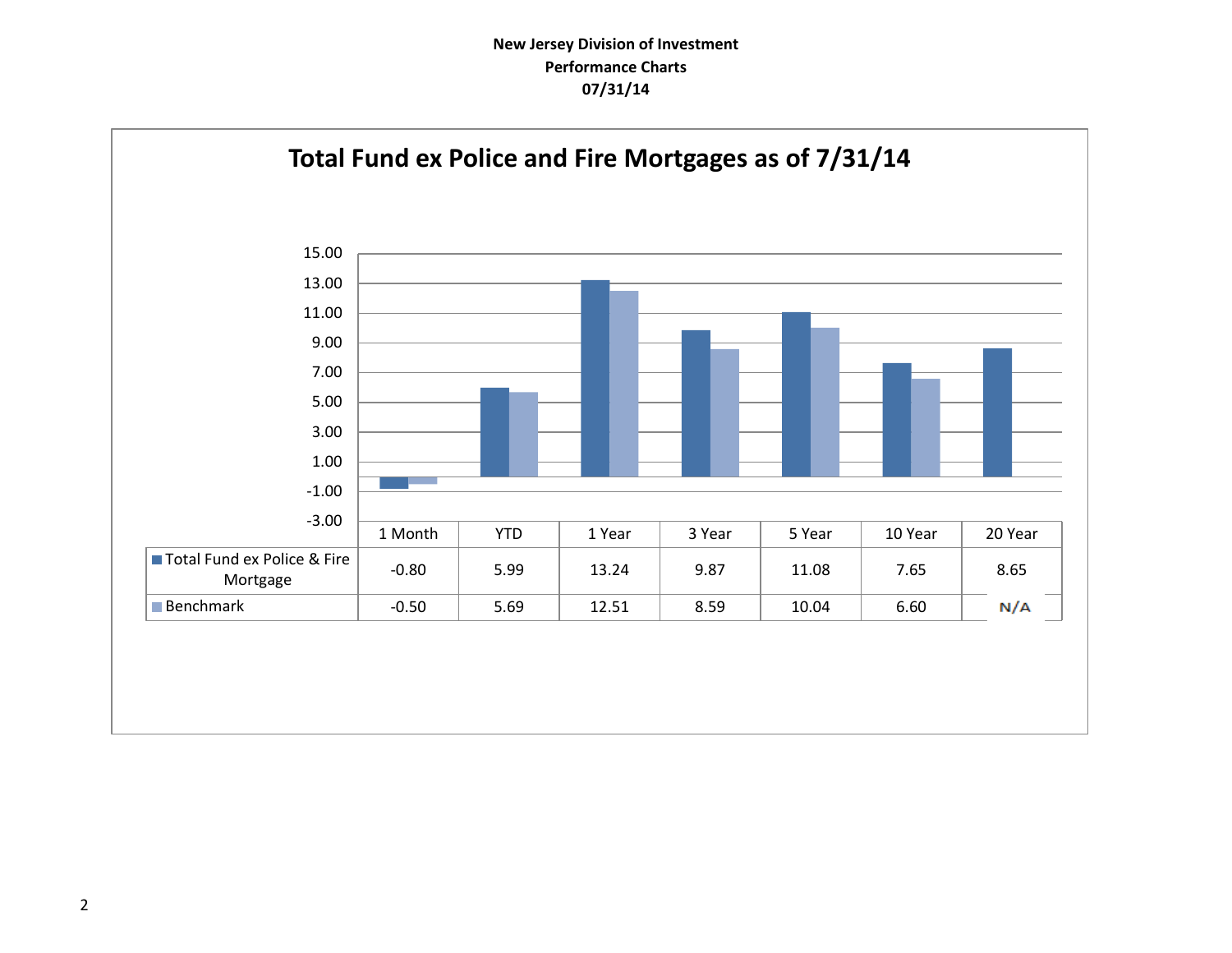**New Jersey Division of Investment**
**Performance Charts**
**07/31/14**

## Total Fund ex Police and Fire Mortgages as of 7/31/14

| | 1 Month | YTD | 1 Year | 3 Year | 5 Year | 10 Year | 20 Year |
|---|---|---|---|---|---|---|---|
| Total Fund ex Police & Fire Mortgage | -0.80 | 5.99 | 13.24 | 9.87 | 11.08 | 7.65 | 8.65 |
| Benchmark | -0.50 | 5.69 | 12.51 | 8.59 | 10.04 | 6.60 | N/A |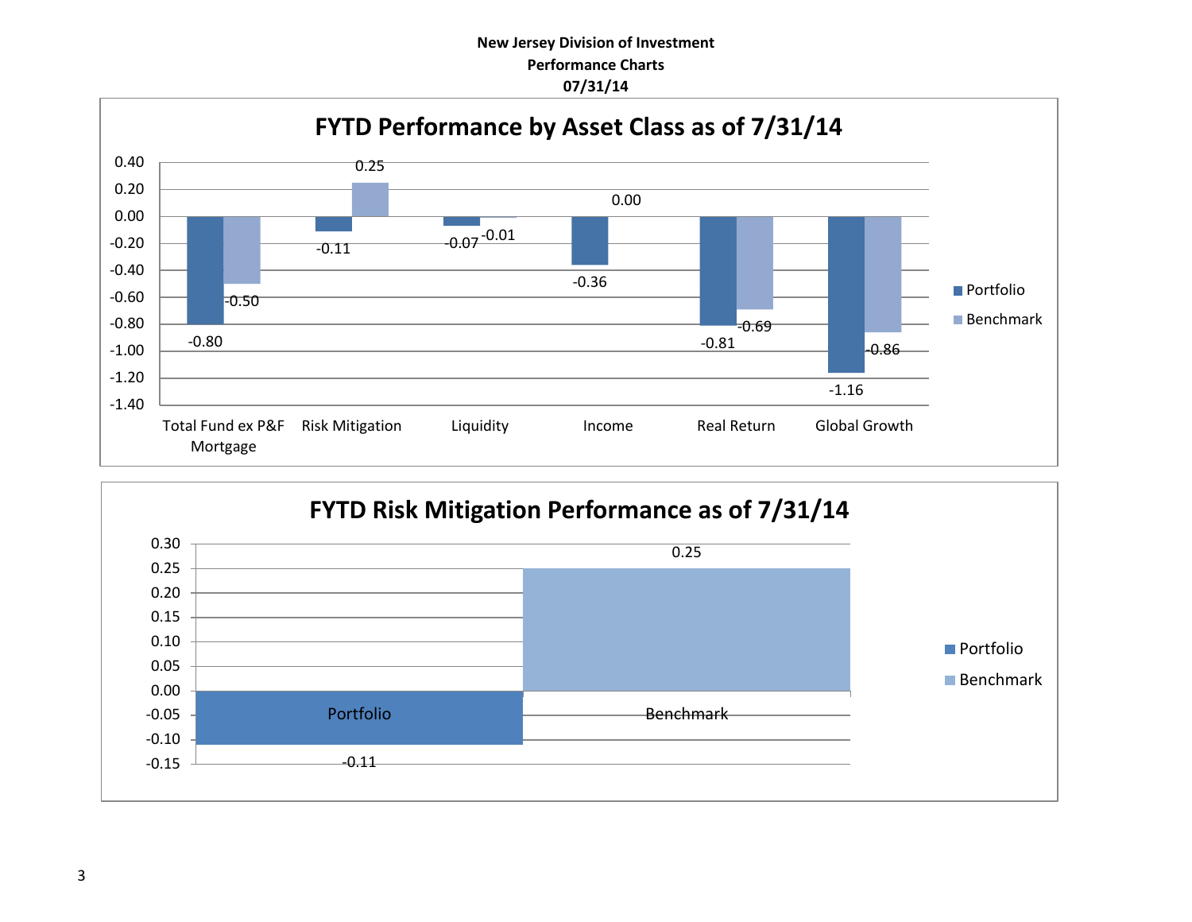**New Jersey Division of Investment**
**Performance Charts**
**07/31/14**

## FYTD Performance by Asset Class as of 7/31/14

| Asset Class | Portfolio | Benchmark |
|---|---|---|
| Total Fund ex P&F Mortgage | -0.80 | -0.50 |
| Risk Mitigation | -0.11 | 0.25 |
| Liquidity | -0.07 | -0.01 |
| Income | -0.36 | 0.00 |
| Real Return | -0.81 | -0.69 |
| Global Growth | -1.16 | -0.86 |

## FYTD Risk Mitigation Performance as of 7/31/14

| | Value |
|---|---|
| Portfolio | -0.11 |
| Benchmark | 0.25 |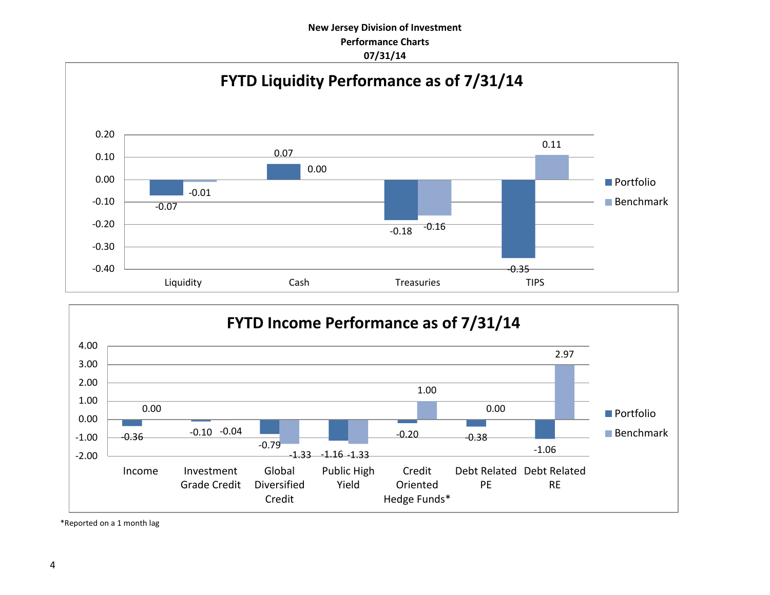**New Jersey Division of Investment**
**Performance Charts**
**07/31/14**

## FYTD Liquidity Performance as of 7/31/14

| | Portfolio | Benchmark |
|---|---|---|
| Liquidity | -0.07 | -0.01 |
| Cash | 0.07 | 0.00 |
| Treasuries | -0.18 | -0.16 |
| TIPS | -0.35 | 0.11 |

## FYTD Income Performance as of 7/31/14

| | Portfolio | Benchmark |
|---|---|---|
| Income | -0.36 | 0.00 |
| Investment Grade Credit | -0.10 | -0.04 |
| Global Diversified Credit | -0.79 | -1.33 |
| Public High Yield | -1.16 | -1.33 |
| Credit Oriented Hedge Funds* | -0.20 | 1.00 |
| Debt Related PE | -0.38 | 0.00 |
| Debt Related RE | -1.06 | 2.97 |

*Reported on a 1 month lag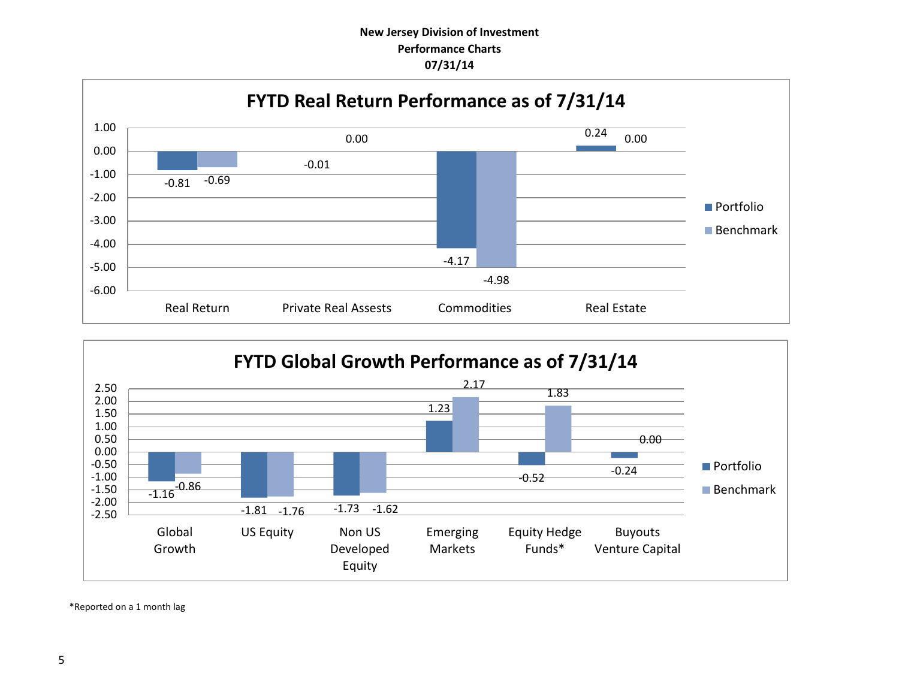**New Jersey Division of Investment**
**Performance Charts**
**07/31/14**

## FYTD Real Return Performance as of 7/31/14

| | Portfolio | Benchmark |
|---|---|---|
| Real Return | -0.81 | -0.69 |
| Private Real Assests | -0.01 | 0.00 |
| Commodities | -4.17 | -4.98 |
| Real Estate | 0.24 | 0.00 |

## FYTD Global Growth Performance as of 7/31/14

| | Portfolio | Benchmark |
|---|---|---|
| Global Growth | -1.16 | -0.86 |
| US Equity | -1.81 | -1.76 |
| Non US Developed Equity | -1.73 | -1.62 |
| Emerging Markets | 1.23 | 2.17 |
| Equity Hedge Funds* | -0.52 | 1.83 |
| Buyouts Venture Capital | -0.24 | 0.00 |

*Reported on a 1 month lag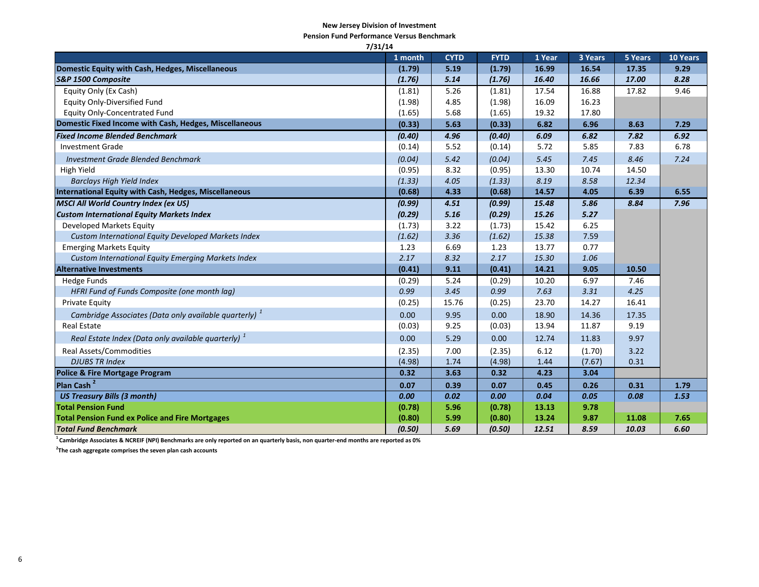**New Jersey Division of Investment**
**Pension Fund Performance Versus Benchmark**
**7/31/14**

| | 1 month | CYTD | FYTD | 1 Year | 3 Years | 5 Years | 10 Years |
|---|---|---|---|---|---|---|---|
| **Domestic Equity with Cash, Hedges, Miscellaneous** | **(1.79)** | **5.19** | **(1.79)** | **16.99** | **16.54** | **17.35** | **9.29** |
| ***S&P 1500 Composite*** | ***(1.76)*** | ***5.14*** | ***(1.76)*** | ***16.40*** | ***16.66*** | ***17.00*** | ***8.28*** |
| Equity Only (Ex Cash) | (1.81) | 5.26 | (1.81) | 17.54 | 16.88 | 17.82 | 9.46 |
| Equity Only-Diversified Fund | (1.98) | 4.85 | (1.98) | 16.09 | 16.23 | | |
| Equity Only-Concentrated Fund | (1.65) | 5.68 | (1.65) | 19.32 | 17.80 | | |
| **Domestic Fixed Income with Cash, Hedges, Miscellaneous** | **(0.33)** | **5.63** | **(0.33)** | **6.82** | **6.96** | **8.63** | **7.29** |
| ***Fixed Income Blended Benchmark*** | ***(0.40)*** | ***4.96*** | ***(0.40)*** | ***6.09*** | ***6.82*** | ***7.82*** | ***6.92*** |
| Investment Grade | (0.14) | 5.52 | (0.14) | 5.72 | 5.85 | 7.83 | 6.78 |
| *Investment Grade Blended Benchmark* | *(0.04)* | *5.42* | *(0.04)* | *5.45* | *7.45* | *8.46* | *7.24* |
| High Yield | (0.95) | 8.32 | (0.95) | 13.30 | 10.74 | 14.50 | |
| *Barclays High Yield Index* | *(1.33)* | *4.05* | *(1.33)* | *8.19* | *8.58* | *12.34* | |
| **International Equity with Cash, Hedges, Miscellaneous** | **(0.68)** | **4.33** | **(0.68)** | **14.57** | **4.05** | **6.39** | **6.55** |
| ***MSCI All World Country Index (ex US)*** | ***(0.99)*** | ***4.51*** | ***(0.99)*** | ***15.48*** | ***5.86*** | ***8.84*** | ***7.96*** |
| ***Custom International Equity Markets Index*** | ***(0.29)*** | ***5.16*** | ***(0.29)*** | ***15.26*** | ***5.27*** | | |
| Developed Markets Equity | (1.73) | 3.22 | (1.73) | 15.42 | 6.25 | | |
| *Custom International Equity Developed Markets Index* | *(1.62)* | *3.36* | *(1.62)* | *15.38* | *7.59* | | |
| Emerging Markets Equity | 1.23 | 6.69 | 1.23 | 13.77 | 0.77 | | |
| *Custom International Equity Emerging Markets Index* | *2.17* | *8.32* | *2.17* | *15.30* | *1.06* | | |
| **Alternative Investments** | **(0.41)** | **9.11** | **(0.41)** | **14.21** | **9.05** | **10.50** | |
| Hedge Funds | (0.29) | 5.24 | (0.29) | 10.20 | 6.97 | 7.46 | |
| *HFRI Fund of Funds Composite (one month lag)* | *0.99* | *3.45* | *0.99* | *7.63* | *3.31* | *4.25* | |
| Private Equity | (0.25) | 15.76 | (0.25) | 23.70 | 14.27 | 16.41 | |
| *Cambridge Associates (Data only available quarterly)* [1] | 0.00 | 9.95 | 0.00 | 18.90 | 14.36 | 17.35 | |
| Real Estate | (0.03) | 9.25 | (0.03) | 13.94 | 11.87 | 9.19 | |
| *Real Estate Index (Data only available quarterly)* [1] | 0.00 | 5.29 | 0.00 | 12.74 | 11.83 | 9.97 | |
| Real Assets/Commodities | (2.35) | 7.00 | (2.35) | 6.12 | (1.70) | 3.22 | |
| *DJUBS TR Index* | *(4.98)* | *1.74* | *(4.98)* | *1.44* | *(7.67)* | *0.31* | |
| **Police & Fire Mortgage Program** | **0.32** | **3.63** | **0.32** | **4.23** | **3.04** | | |
| **Plan Cash** [2] | **0.07** | **0.39** | **0.07** | **0.45** | **0.26** | **0.31** | **1.79** |
| ***US Treasury Bills (3 month)*** | ***0.00*** | ***0.02*** | ***0.00*** | ***0.04*** | ***0.05*** | ***0.08*** | ***1.53*** |
| **Total Pension Fund** | **(0.78)** | **5.96** | **(0.78)** | **13.13** | **9.78** | | |
| **Total Pension Fund ex Police and Fire Mortgages** | **(0.80)** | **5.99** | **(0.80)** | **13.24** | **9.87** | **11.08** | **7.65** |
| ***Total Fund Benchmark*** | ***(0.50)*** | ***5.69*** | ***(0.50)*** | ***12.51*** | ***8.59*** | ***10.03*** | ***6.60*** |

[1] **Cambridge Associates & NCREIF (NPI) Benchmarks are only reported on an quarterly basis, non quarter-end months are reported as 0%**

[2] **The cash aggregate comprises the seven plan cash accounts**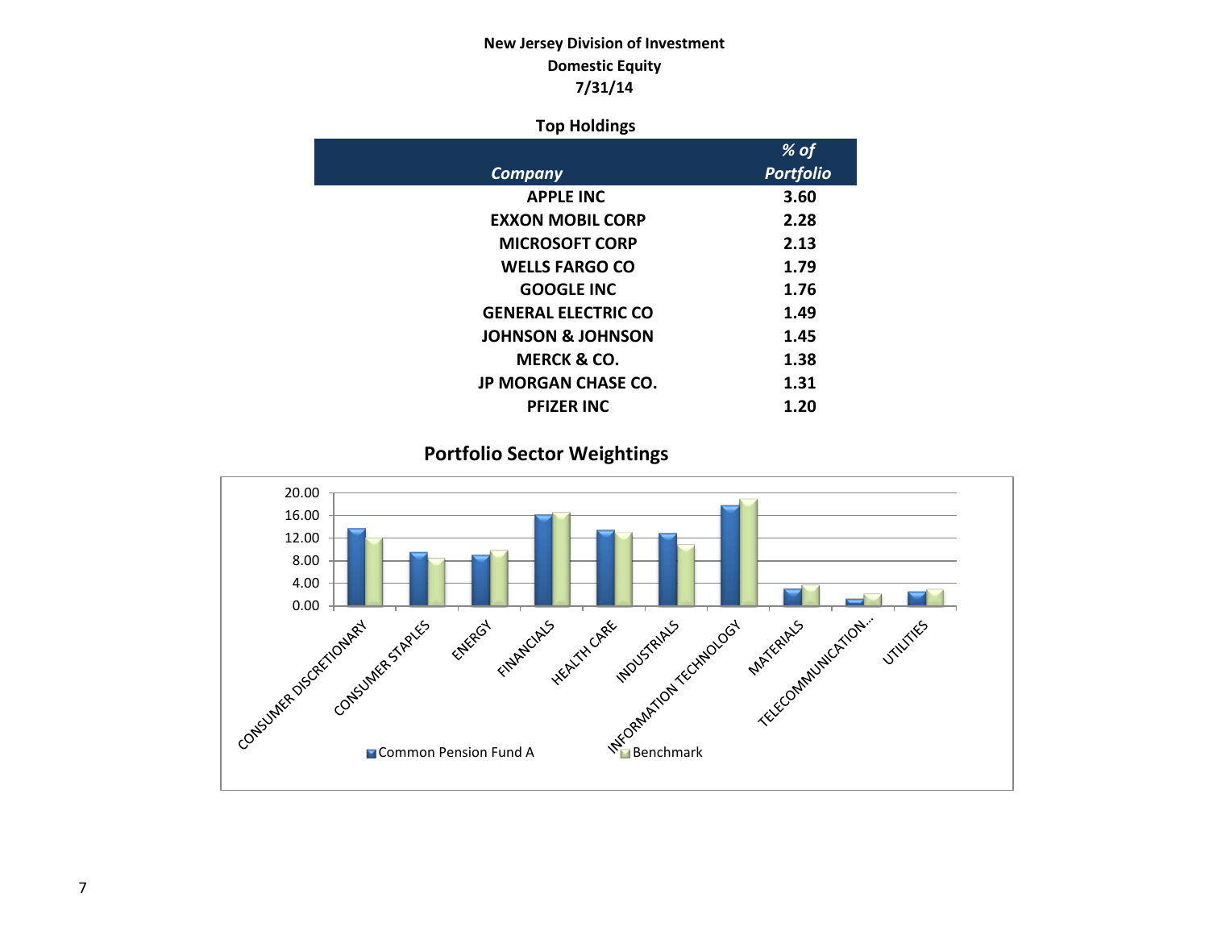**New Jersey Division of Investment**
**Domestic Equity**
**7/31/14**

### Top Holdings

| *Company* | *% of Portfolio* |
|---|---|
| APPLE INC | 3.60 |
| EXXON MOBIL CORP | 2.28 |
| MICROSOFT CORP | 2.13 |
| WELLS FARGO CO | 1.79 |
| GOOGLE INC | 1.76 |
| GENERAL ELECTRIC CO | 1.49 |
| JOHNSON & JOHNSON | 1.45 |
| MERCK & CO. | 1.38 |
| JP MORGAN CHASE CO. | 1.31 |
| PFIZER INC | 1.20 |

### Portfolio Sector Weightings

Y-axis: 0.00, 4.00, 8.00, 12.00, 16.00, 20.00

Sectors: CONSUMER DISCRETIONARY, CONSUMER STAPLES, ENERGY, FINANCIALS, HEALTH CARE, INDUSTRIALS, INFORMATION TECHNOLOGY, MATERIALS, TELECOMMUNICATION..., UTILITIES

Legend: Common Pension Fund A, Benchmark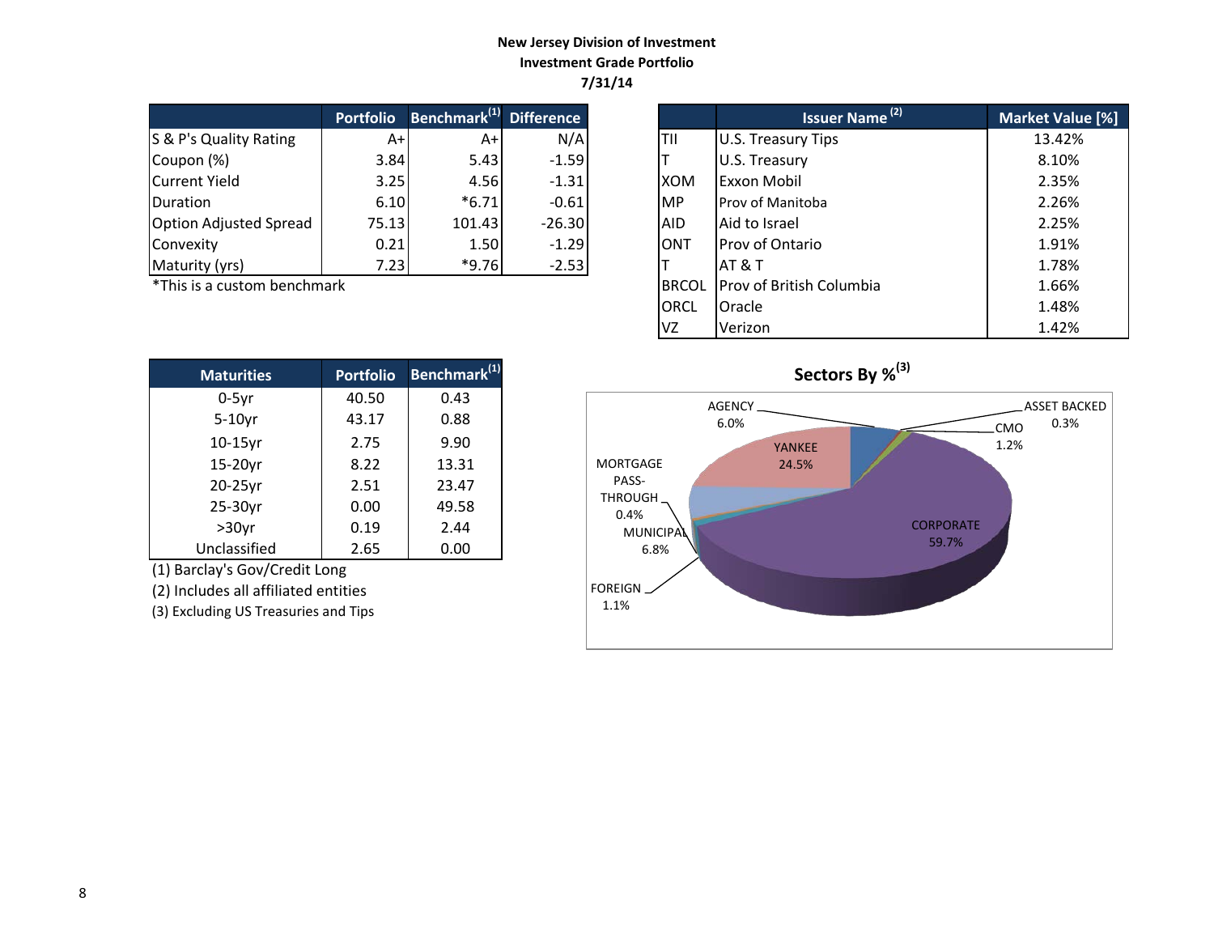# New Jersey Division of Investment
## Investment Grade Portfolio
### 7/31/14

| | Portfolio | Benchmark[1] | Difference |
|---|---|---|---|
| S & P's Quality Rating | A+ | A+ | N/A |
| Coupon (%) | 3.84 | 5.43 | -1.59 |
| Current Yield | 3.25 | 4.56 | -1.31 |
| Duration | 6.10 | *6.71 | -0.61 |
| Option Adjusted Spread | 75.13 | 101.43 | -26.30 |
| Convexity | 0.21 | 1.50 | -1.29 |
| Maturity (yrs) | 7.23 | *9.76 | -2.53 |

*This is a custom benchmark

| | Issuer Name [2] | Market Value [%] |
|---|---|---|
| TII | U.S. Treasury Tips | 13.42% |
| T | U.S. Treasury | 8.10% |
| XOM | Exxon Mobil | 2.35% |
| MP | Prov of Manitoba | 2.26% |
| AID | Aid to Israel | 2.25% |
| ONT | Prov of Ontario | 1.91% |
| T | AT & T | 1.78% |
| BRCOL | Prov of British Columbia | 1.66% |
| ORCL | Oracle | 1.48% |
| VZ | Verizon | 1.42% |

| Maturities | Portfolio | Benchmark[1] |
|---|---|---|
| 0-5yr | 40.50 | 0.43 |
| 5-10yr | 43.17 | 0.88 |
| 10-15yr | 2.75 | 9.90 |
| 15-20yr | 8.22 | 13.31 |
| 20-25yr | 2.51 | 23.47 |
| 25-30yr | 0.00 | 49.58 |
| >30yr | 0.19 | 2.44 |
| Unclassified | 2.65 | 0.00 |

(1) Barclay's Gov/Credit Long

(2) Includes all affiliated entities

(3) Excluding US Treasuries and Tips

**Sectors By %[3]**

| Sector | % |
|---|---|
| AGENCY | 6.0% |
| ASSET BACKED | 0.3% |
| CMO | 1.2% |
| YANKEE | 24.5% |
| MORTGAGE PASS-THROUGH | 0.4% |
| MUNICIPAL | 6.8% |
| CORPORATE | 59.7% |
| FOREIGN | 1.1% |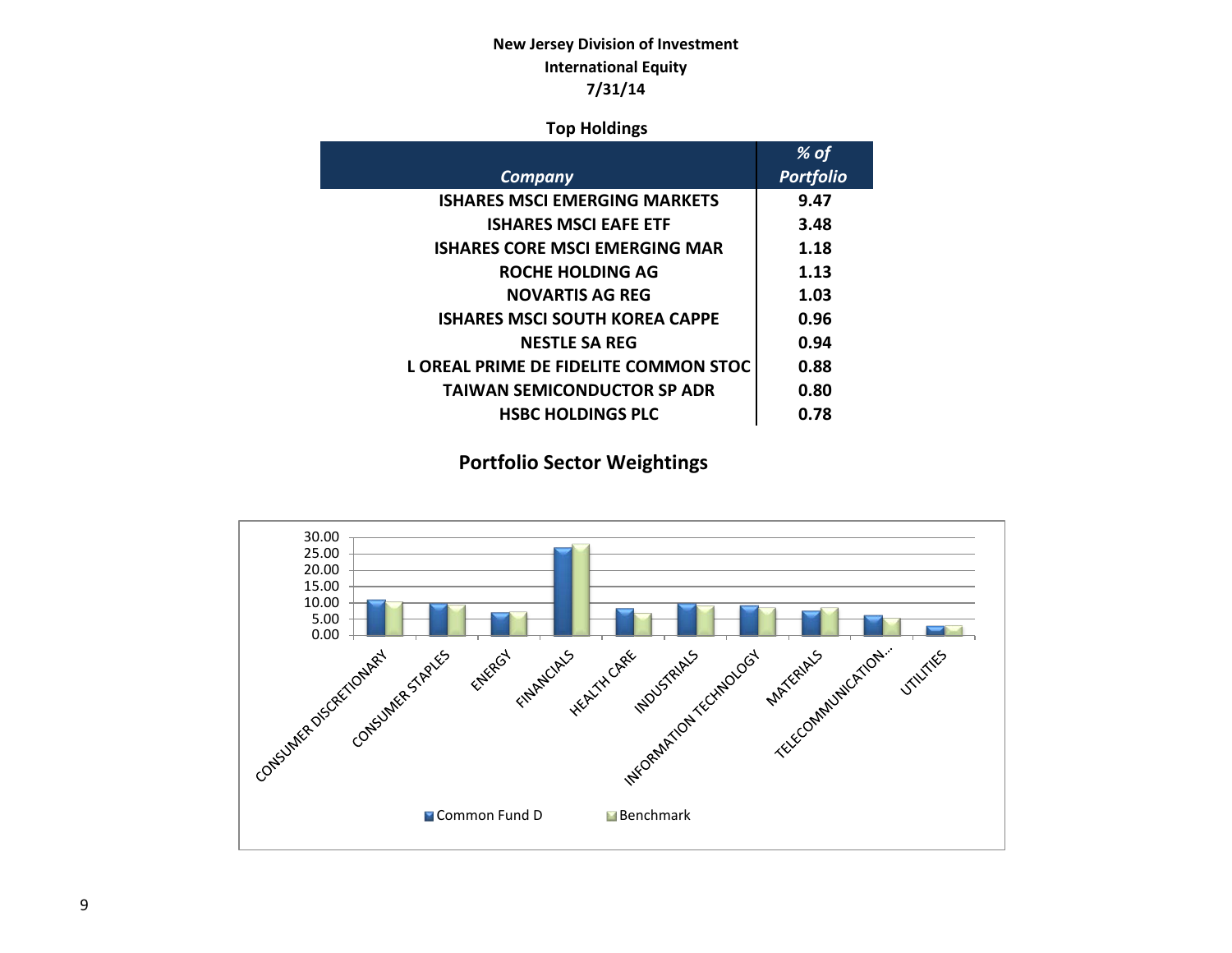**New Jersey Division of Investment**
**International Equity**
**7/31/14**

**Top Holdings**

| *Company* | *% of Portfolio* |
|---|---|
| ISHARES MSCI EMERGING MARKETS | 9.47 |
| ISHARES MSCI EAFE ETF | 3.48 |
| ISHARES CORE MSCI EMERGING MAR | 1.18 |
| ROCHE HOLDING AG | 1.13 |
| NOVARTIS AG REG | 1.03 |
| ISHARES MSCI SOUTH KOREA CAPPE | 0.96 |
| NESTLE SA REG | 0.94 |
| L OREAL PRIME DE FIDELITE COMMON STOC | 0.88 |
| TAIWAN SEMICONDUCTOR SP ADR | 0.80 |
| HSBC HOLDINGS PLC | 0.78 |

## Portfolio Sector Weightings

Chart: Portfolio Sector Weightings — Common Fund D vs. Benchmark (approximate values read from bar chart, % of portfolio)

| Sector | Common Fund D | Benchmark |
|---|---|---|
| CONSUMER DISCRETIONARY | 11 | 10.5 |
| CONSUMER STAPLES | 10 | 9.5 |
| ENERGY | 7 | 7.5 |
| FINANCIALS | 27 | 28 |
| HEALTH CARE | 8.5 | 7 |
| INDUSTRIALS | 10 | 9 |
| INFORMATION TECHNOLOGY | 9 | 8.5 |
| MATERIALS | 7.5 | 8.5 |
| TELECOMMUNICATION... | 6 | 5.5 |
| UTILITIES | 3 | 3 |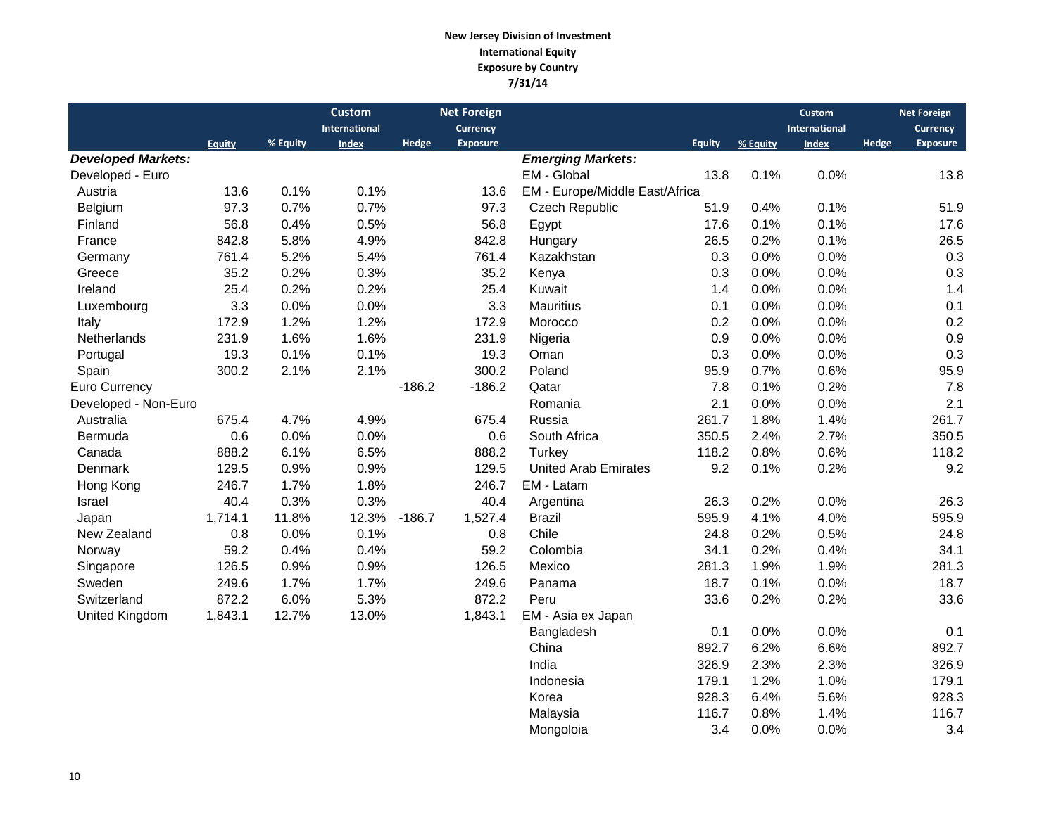**New Jersey Division of Investment**
**International Equity**
**Exposure by Country**
**7/31/14**

| | Equity | % Equity | Custom International Index | Hedge | Net Foreign Currency Exposure |
|---|---|---|---|---|---|
| ***Developed Markets:*** | | | | | |
| Developed - Euro | | | | | |
| Austria | 13.6 | 0.1% | 0.1% | | 13.6 |
| Belgium | 97.3 | 0.7% | 0.7% | | 97.3 |
| Finland | 56.8 | 0.4% | 0.5% | | 56.8 |
| France | 842.8 | 5.8% | 4.9% | | 842.8 |
| Germany | 761.4 | 5.2% | 5.4% | | 761.4 |
| Greece | 35.2 | 0.2% | 0.3% | | 35.2 |
| Ireland | 25.4 | 0.2% | 0.2% | | 25.4 |
| Luxembourg | 3.3 | 0.0% | 0.0% | | 3.3 |
| Italy | 172.9 | 1.2% | 1.2% | | 172.9 |
| Netherlands | 231.9 | 1.6% | 1.6% | | 231.9 |
| Portugal | 19.3 | 0.1% | 0.1% | | 19.3 |
| Spain | 300.2 | 2.1% | 2.1% | | 300.2 |
| Euro Currency | | | | -186.2 | -186.2 |
| Developed - Non-Euro | | | | | |
| Australia | 675.4 | 4.7% | 4.9% | | 675.4 |
| Bermuda | 0.6 | 0.0% | 0.0% | | 0.6 |
| Canada | 888.2 | 6.1% | 6.5% | | 888.2 |
| Denmark | 129.5 | 0.9% | 0.9% | | 129.5 |
| Hong Kong | 246.7 | 1.7% | 1.8% | | 246.7 |
| Israel | 40.4 | 0.3% | 0.3% | | 40.4 |
| Japan | 1,714.1 | 11.8% | 12.3% | -186.7 | 1,527.4 |
| New Zealand | 0.8 | 0.0% | 0.1% | | 0.8 |
| Norway | 59.2 | 0.4% | 0.4% | | 59.2 |
| Singapore | 126.5 | 0.9% | 0.9% | | 126.5 |
| Sweden | 249.6 | 1.7% | 1.7% | | 249.6 |
| Switzerland | 872.2 | 6.0% | 5.3% | | 872.2 |
| United Kingdom | 1,843.1 | 12.7% | 13.0% | | 1,843.1 |

| | Equity | % Equity | Custom International Index | Hedge | Net Foreign Currency Exposure |
|---|---|---|---|---|---|
| ***Emerging Markets:*** | | | | | |
| EM - Global | 13.8 | 0.1% | 0.0% | | 13.8 |
| EM - Europe/Middle East/Africa | | | | | |
| Czech Republic | 51.9 | 0.4% | 0.1% | | 51.9 |
| Egypt | 17.6 | 0.1% | 0.1% | | 17.6 |
| Hungary | 26.5 | 0.2% | 0.1% | | 26.5 |
| Kazakhstan | 0.3 | 0.0% | 0.0% | | 0.3 |
| Kenya | 0.3 | 0.0% | 0.0% | | 0.3 |
| Kuwait | 1.4 | 0.0% | 0.0% | | 1.4 |
| Mauritius | 0.1 | 0.0% | 0.0% | | 0.1 |
| Morocco | 0.2 | 0.0% | 0.0% | | 0.2 |
| Nigeria | 0.9 | 0.0% | 0.0% | | 0.9 |
| Oman | 0.3 | 0.0% | 0.0% | | 0.3 |
| Poland | 95.9 | 0.7% | 0.6% | | 95.9 |
| Qatar | 7.8 | 0.1% | 0.2% | | 7.8 |
| Romania | 2.1 | 0.0% | 0.0% | | 2.1 |
| Russia | 261.7 | 1.8% | 1.4% | | 261.7 |
| South Africa | 350.5 | 2.4% | 2.7% | | 350.5 |
| Turkey | 118.2 | 0.8% | 0.6% | | 118.2 |
| United Arab Emirates | 9.2 | 0.1% | 0.2% | | 9.2 |
| EM - Latam | | | | | |
| Argentina | 26.3 | 0.2% | 0.0% | | 26.3 |
| Brazil | 595.9 | 4.1% | 4.0% | | 595.9 |
| Chile | 24.8 | 0.2% | 0.5% | | 24.8 |
| Colombia | 34.1 | 0.2% | 0.4% | | 34.1 |
| Mexico | 281.3 | 1.9% | 1.9% | | 281.3 |
| Panama | 18.7 | 0.1% | 0.0% | | 18.7 |
| Peru | 33.6 | 0.2% | 0.2% | | 33.6 |
| EM - Asia ex Japan | | | | | |
| Bangladesh | 0.1 | 0.0% | 0.0% | | 0.1 |
| China | 892.7 | 6.2% | 6.6% | | 892.7 |
| India | 326.9 | 2.3% | 2.3% | | 326.9 |
| Indonesia | 179.1 | 1.2% | 1.0% | | 179.1 |
| Korea | 928.3 | 6.4% | 5.6% | | 928.3 |
| Malaysia | 116.7 | 0.8% | 1.4% | | 116.7 |
| Mongoloia | 3.4 | 0.0% | 0.0% | | 3.4 |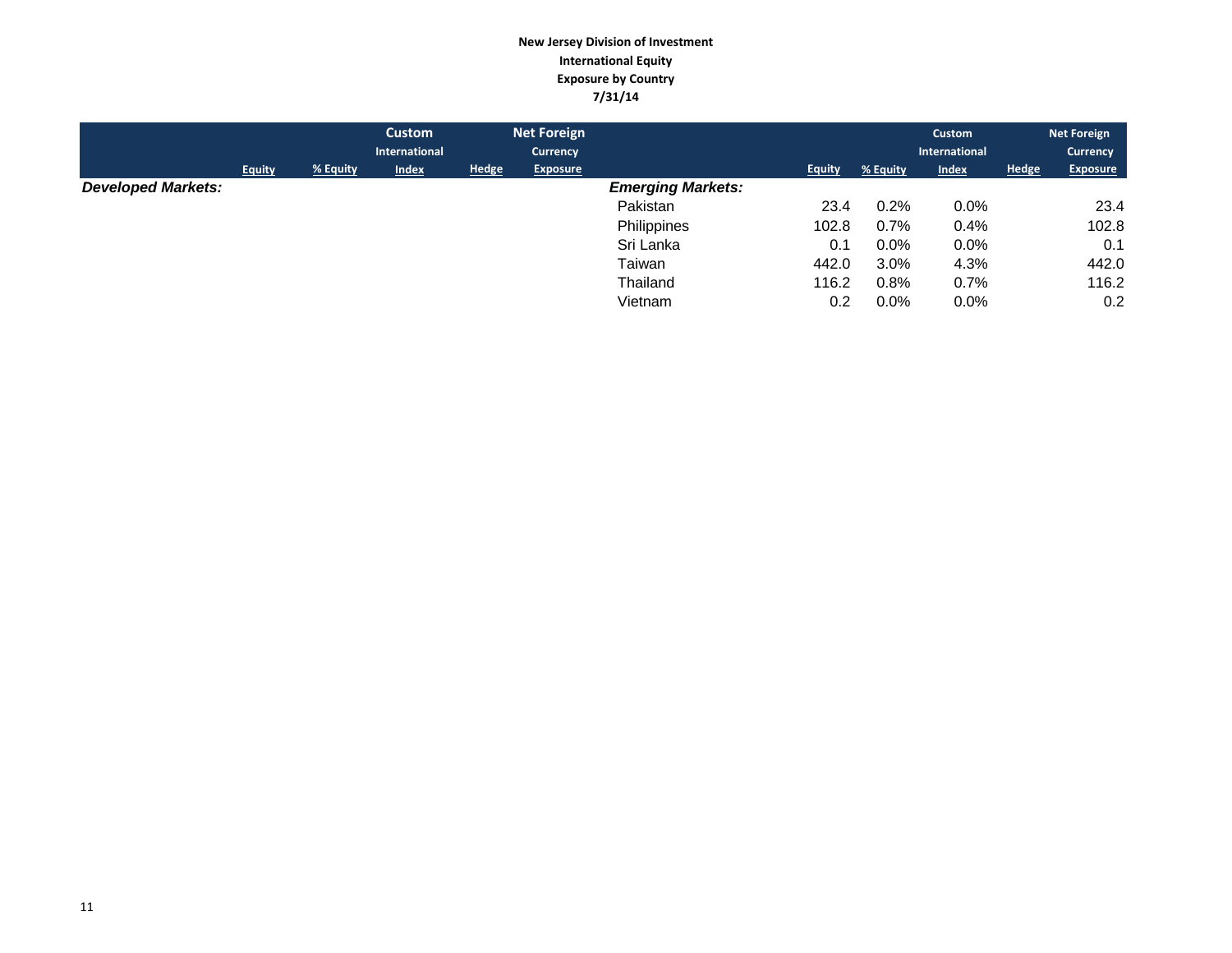**New Jersey Division of Investment**
**International Equity**
**Exposure by Country**
**7/31/14**

| | Equity | % Equity | Custom International Index | Hedge | Net Foreign Currency Exposure |
|---|---|---|---|---|---|
| ***Developed Markets:*** | | | | | |

| | Equity | % Equity | Custom International Index | Hedge | Net Foreign Currency Exposure |
|---|---|---|---|---|---|
| ***Emerging Markets:*** | | | | | |
| Pakistan | 23.4 | 0.2% | 0.0% | | 23.4 |
| Philippines | 102.8 | 0.7% | 0.4% | | 102.8 |
| Sri Lanka | 0.1 | 0.0% | 0.0% | | 0.1 |
| Taiwan | 442.0 | 3.0% | 4.3% | | 442.0 |
| Thailand | 116.2 | 0.8% | 0.7% | | 116.2 |
| Vietnam | 0.2 | 0.0% | 0.0% | | 0.2 |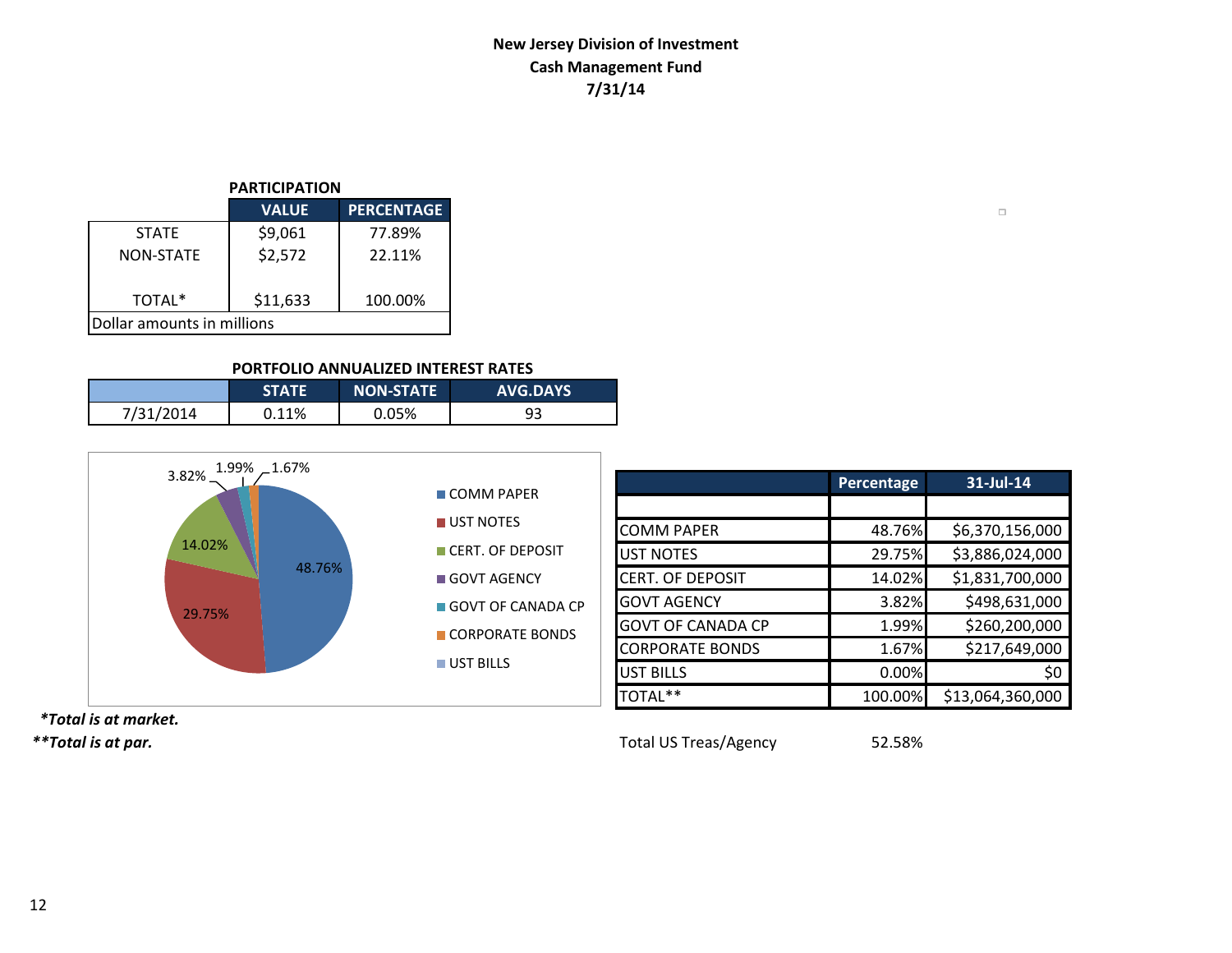**New Jersey Division of Investment**
**Cash Management Fund**
**7/31/14**

**PARTICIPATION**

| | VALUE | PERCENTAGE |
|---|---|---|
| STATE | $9,061 | 77.89% |
| NON-STATE | $2,572 | 22.11% |
| TOTAL* | $11,633 | 100.00% |
| Dollar amounts in millions | | |

**PORTFOLIO ANNUALIZED INTEREST RATES**

| | STATE | NON-STATE | AVG.DAYS |
|---|---|---|---|
| 7/31/2014 | 0.11% | 0.05% | 93 |

| | Percentage | 31-Jul-14 |
|---|---|---|
| COMM PAPER | 48.76% | $6,370,156,000 |
| UST NOTES | 29.75% | $3,886,024,000 |
| CERT. OF DEPOSIT | 14.02% | $1,831,700,000 |
| GOVT AGENCY | 3.82% | $498,631,000 |
| GOVT OF CANADA CP | 1.99% | $260,200,000 |
| CORPORATE BONDS | 1.67% | $217,649,000 |
| UST BILLS | 0.00% | $0 |
| TOTAL** | 100.00% | $13,064,360,000 |

Total US Treas/Agency 52.58%

***Total is at market.***
****Total is at par.***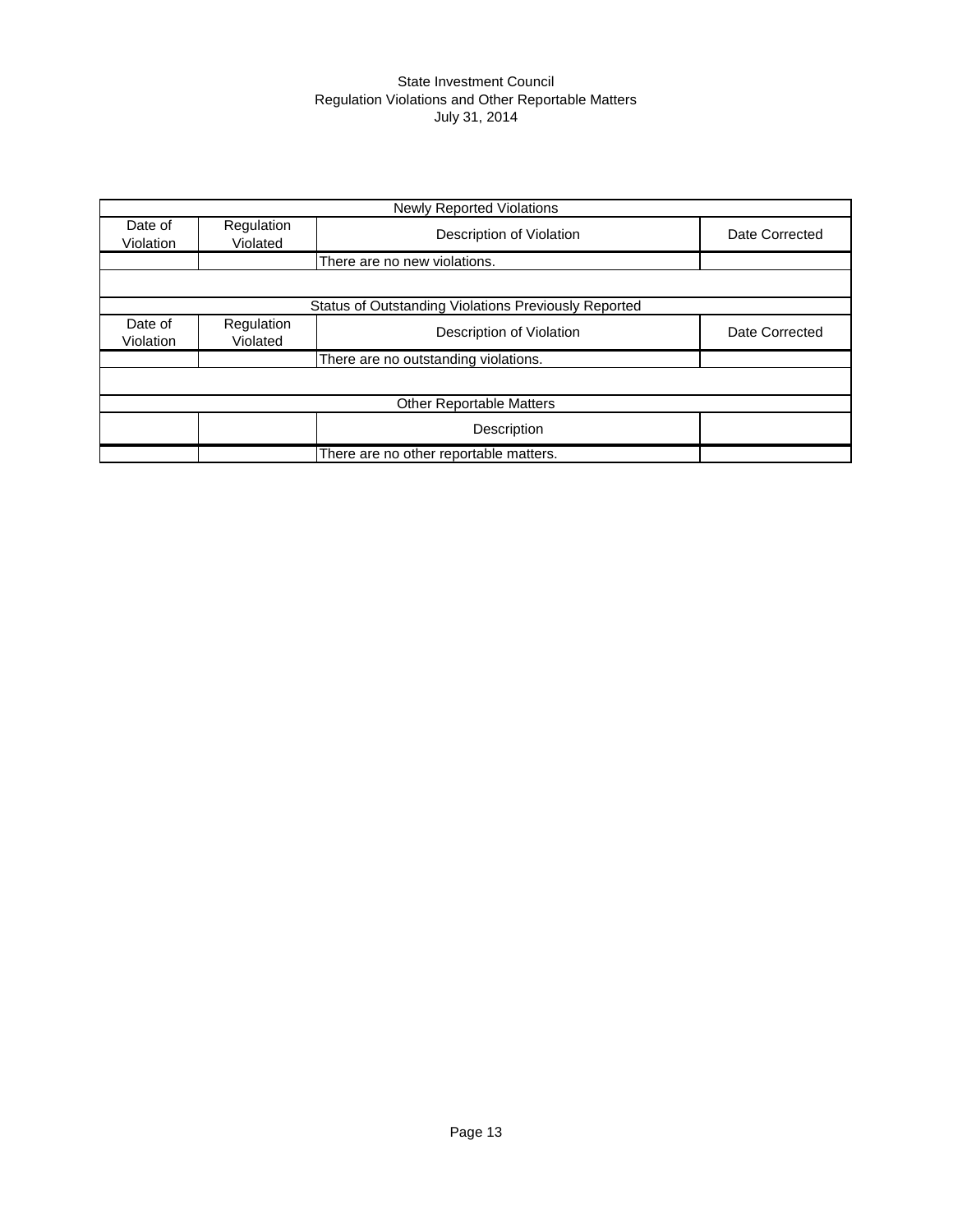State Investment Council
Regulation Violations and Other Reportable Matters
July 31, 2014

| Newly Reported Violations | | | |
|---|---|---|---|
| Date of Violation | Regulation Violated | Description of Violation | Date Corrected |
| | | There are no new violations. | |
| | | | |
| **Status of Outstanding Violations Previously Reported** | | | |
| Date of Violation | Regulation Violated | Description of Violation | Date Corrected |
| | | There are no outstanding violations. | |
| | | | |
| **Other Reportable Matters** | | | |
| | | Description | |
| | | There are no other reportable matters. | |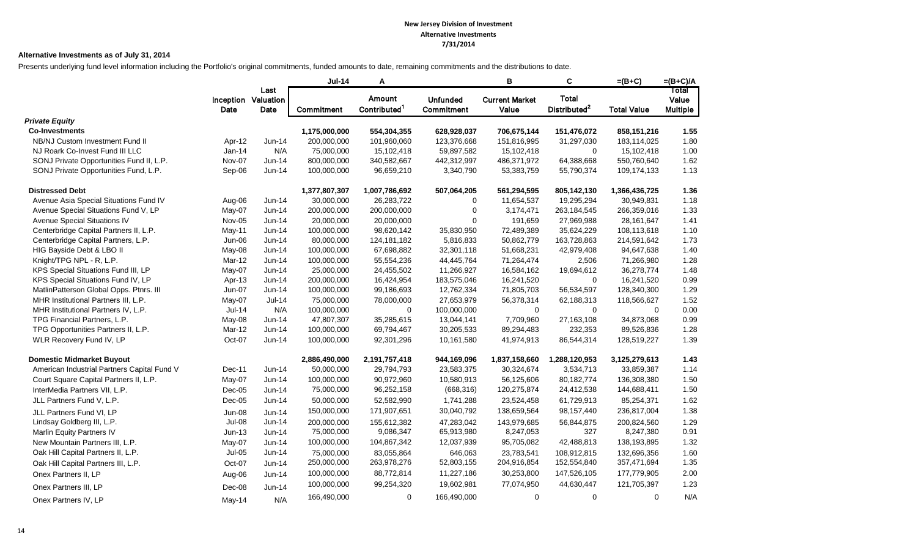**New Jersey Division of Investment**
**Alternative Investments**
**7/31/2014**

**Alternative Investments as of July 31, 2014**

Presents underlying fund level information including the Portfolio's original commitments, funded amounts to date, remaining commitments and the distributions to date.

| | | | Jul-14 | A | | B | C | =(B+C) | =(B+C)/A |
|---|---|---|---|---|---|---|---|---|---|
| | Inception Date | Last Valuation Date | Commitment | Amount Contributed[1] | Unfunded Commitment | Current Market Value | Total Distributed[2] | Total Value | Total Value Multiple |
| ***Private Equity*** | | | | | | | | | |
| **Co-Investments** | | | **1,175,000,000** | **554,304,355** | **628,928,037** | **706,675,144** | **151,476,072** | **858,151,216** | **1.55** |
| NB/NJ Custom Investment Fund II | Apr-12 | Jun-14 | 200,000,000 | 101,960,060 | 123,376,668 | 151,816,995 | 31,297,030 | 183,114,025 | 1.80 |
| NJ Roark Co-Invest Fund III LLC | Jan-14 | N/A | 75,000,000 | 15,102,418 | 59,897,582 | 15,102,418 | 0 | 15,102,418 | 1.00 |
| SONJ Private Opportunities Fund II, L.P. | Nov-07 | Jun-14 | 800,000,000 | 340,582,667 | 442,312,997 | 486,371,972 | 64,388,668 | 550,760,640 | 1.62 |
| SONJ Private Opportunities Fund, L.P. | Sep-06 | Jun-14 | 100,000,000 | 96,659,210 | 3,340,790 | 53,383,759 | 55,790,374 | 109,174,133 | 1.13 |
| | | | | | | | | | |
| **Distressed Debt** | | | **1,377,807,307** | **1,007,786,692** | **507,064,205** | **561,294,595** | **805,142,130** | **1,366,436,725** | **1.36** |
| Avenue Asia Special Situations Fund IV | Aug-06 | Jun-14 | 30,000,000 | 26,283,722 | 0 | 11,654,537 | 19,295,294 | 30,949,831 | 1.18 |
| Avenue Special Situations Fund V, LP | May-07 | Jun-14 | 200,000,000 | 200,000,000 | 0 | 3,174,471 | 263,184,545 | 266,359,016 | 1.33 |
| Avenue Special Situations IV | Nov-05 | Jun-14 | 20,000,000 | 20,000,000 | 0 | 191,659 | 27,969,988 | 28,161,647 | 1.41 |
| Centerbridge Capital Partners II, L.P. | May-11 | Jun-14 | 100,000,000 | 98,620,142 | 35,830,950 | 72,489,389 | 35,624,229 | 108,113,618 | 1.10 |
| Centerbridge Capital Partners, L.P. | Jun-06 | Jun-14 | 80,000,000 | 124,181,182 | 5,816,833 | 50,862,779 | 163,728,863 | 214,591,642 | 1.73 |
| HIG Bayside Debt & LBO II | May-08 | Jun-14 | 100,000,000 | 67,698,882 | 32,301,118 | 51,668,231 | 42,979,408 | 94,647,638 | 1.40 |
| Knight/TPG NPL - R, L.P. | Mar-12 | Jun-14 | 100,000,000 | 55,554,236 | 44,445,764 | 71,264,474 | 2,506 | 71,266,980 | 1.28 |
| KPS Special Situations Fund III, LP | May-07 | Jun-14 | 25,000,000 | 24,455,502 | 11,266,927 | 16,584,162 | 19,694,612 | 36,278,774 | 1.48 |
| KPS Special Situations Fund IV, LP | Apr-13 | Jun-14 | 200,000,000 | 16,424,954 | 183,575,046 | 16,241,520 | 0 | 16,241,520 | 0.99 |
| MatlinPatterson Global Opps. Ptnrs. III | Jun-07 | Jun-14 | 100,000,000 | 99,186,693 | 12,762,334 | 71,805,703 | 56,534,597 | 128,340,300 | 1.29 |
| MHR Institutional Partners III, L.P. | May-07 | Jul-14 | 75,000,000 | 78,000,000 | 27,653,979 | 56,378,314 | 62,188,313 | 118,566,627 | 1.52 |
| MHR Institutional Partners IV, L.P. | Jul-14 | N/A | 100,000,000 | 0 | 100,000,000 | 0 | 0 | 0 | 0.00 |
| TPG Financial Partners, L.P. | May-08 | Jun-14 | 47,807,307 | 35,285,615 | 13,044,141 | 7,709,960 | 27,163,108 | 34,873,068 | 0.99 |
| TPG Opportunities Partners II, L.P. | Mar-12 | Jun-14 | 100,000,000 | 69,794,467 | 30,205,533 | 89,294,483 | 232,353 | 89,526,836 | 1.28 |
| WLR Recovery Fund IV, LP | Oct-07 | Jun-14 | 100,000,000 | 92,301,296 | 10,161,580 | 41,974,913 | 86,544,314 | 128,519,227 | 1.39 |
| | | | | | | | | | |
| **Domestic Midmarket Buyout** | | | **2,886,490,000** | **2,191,757,418** | **944,169,096** | **1,837,158,660** | **1,288,120,953** | **3,125,279,613** | **1.43** |
| American Industrial Partners Capital Fund V | Dec-11 | Jun-14 | 50,000,000 | 29,794,793 | 23,583,375 | 30,324,674 | 3,534,713 | 33,859,387 | 1.14 |
| Court Square Capital Partners II, L.P. | May-07 | Jun-14 | 100,000,000 | 90,972,960 | 10,580,913 | 56,125,606 | 80,182,774 | 136,308,380 | 1.50 |
| InterMedia Partners VII, L.P. | Dec-05 | Jun-14 | 75,000,000 | 96,252,158 | (668,316) | 120,275,874 | 24,412,538 | 144,688,411 | 1.50 |
| JLL Partners Fund V, L.P. | Dec-05 | Jun-14 | 50,000,000 | 52,582,990 | 1,741,288 | 23,524,458 | 61,729,913 | 85,254,371 | 1.62 |
| JLL Partners Fund VI, LP | Jun-08 | Jun-14 | 150,000,000 | 171,907,651 | 30,040,792 | 138,659,564 | 98,157,440 | 236,817,004 | 1.38 |
| Lindsay Goldberg III, L.P. | Jul-08 | Jun-14 | 200,000,000 | 155,612,382 | 47,283,042 | 143,979,685 | 56,844,875 | 200,824,560 | 1.29 |
| Marlin Equity Partners IV | Jun-13 | Jun-14 | 75,000,000 | 9,086,347 | 65,913,980 | 8,247,053 | 327 | 8,247,380 | 0.91 |
| New Mountain Partners III, L.P. | May-07 | Jun-14 | 100,000,000 | 104,867,342 | 12,037,939 | 95,705,082 | 42,488,813 | 138,193,895 | 1.32 |
| Oak Hill Capital Partners II, L.P. | Jul-05 | Jun-14 | 75,000,000 | 83,055,864 | 646,063 | 23,783,541 | 108,912,815 | 132,696,356 | 1.60 |
| Oak Hill Capital Partners III, L.P. | Oct-07 | Jun-14 | 250,000,000 | 263,978,276 | 52,803,155 | 204,916,854 | 152,554,840 | 357,471,694 | 1.35 |
| Onex Partners II, LP | Aug-06 | Jun-14 | 100,000,000 | 88,772,814 | 11,227,186 | 30,253,800 | 147,526,105 | 177,779,905 | 2.00 |
| Onex Partners III, LP | Dec-08 | Jun-14 | 100,000,000 | 99,254,320 | 19,602,981 | 77,074,950 | 44,630,447 | 121,705,397 | 1.23 |
| Onex Partners IV, LP | May-14 | N/A | 166,490,000 | 0 | 166,490,000 | 0 | 0 | 0 | N/A |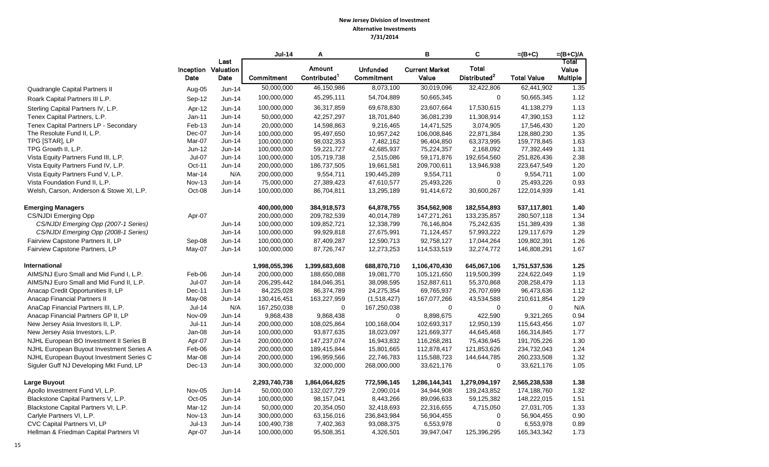**New Jersey Division of Investment**
**Alternative Investments**
**7/31/2014**

| | Inception Date | Last Valuation Date | Jul-14 Commitment | A Amount Contributed[1] | Unfunded Commitment | B Current Market Value | C Total Distributed[2] | =(B+C) Total Value | =(B+C)/A Total Value Multiple |
|---|---|---|---|---|---|---|---|---|---|
| Quadrangle Capital Partners II | Aug-05 | Jun-14 | 50,000,000 | 46,150,986 | 8,073,100 | 30,019,096 | 32,422,806 | 62,441,902 | 1.35 |
| Roark Capital Partners III L.P. | Sep-12 | Jun-14 | 100,000,000 | 45,295,111 | 54,704,889 | 50,665,345 | 0 | 50,665,345 | 1.12 |
| Sterling Capital Partners IV, L.P. | Apr-12 | Jun-14 | 100,000,000 | 36,317,859 | 69,678,830 | 23,607,664 | 17,530,615 | 41,138,279 | 1.13 |
| Tenex Capital Partners, L.P. | Jan-11 | Jun-14 | 50,000,000 | 42,257,297 | 18,701,840 | 36,081,239 | 11,308,914 | 47,390,153 | 1.12 |
| Tenex Capital Partners LP - Secondary | Feb-13 | Jun-14 | 20,000,000 | 14,598,863 | 9,216,465 | 14,471,525 | 3,074,905 | 17,546,430 | 1.20 |
| The Resolute Fund II, L.P. | Dec-07 | Jun-14 | 100,000,000 | 95,497,650 | 10,957,242 | 106,008,846 | 22,871,384 | 128,880,230 | 1.35 |
| TPG [STAR], LP | Mar-07 | Jun-14 | 100,000,000 | 98,032,353 | 7,482,162 | 96,404,850 | 63,373,995 | 159,778,845 | 1.63 |
| TPG Growth II, L.P. | Jun-12 | Jun-14 | 100,000,000 | 59,221,727 | 42,685,937 | 75,224,357 | 2,168,092 | 77,392,449 | 1.31 |
| Vista Equity Partners Fund III, L.P. | Jul-07 | Jun-14 | 100,000,000 | 105,719,738 | 2,515,086 | 59,171,876 | 192,654,560 | 251,826,436 | 2.38 |
| Vista Equity Partners Fund IV, L.P. | Oct-11 | Jun-14 | 200,000,000 | 186,737,505 | 19,661,581 | 209,700,611 | 13,946,938 | 223,647,549 | 1.20 |
| Vista Equity Partners Fund V, L.P. | Mar-14 | N/A | 200,000,000 | 9,554,711 | 190,445,289 | 9,554,711 | 0 | 9,554,711 | 1.00 |
| Vista Foundation Fund II, L.P. | Nov-13 | Jun-14 | 75,000,000 | 27,389,423 | 47,610,577 | 25,493,226 | 0 | 25,493,226 | 0.93 |
| Welsh, Carson, Anderson & Stowe XI, L.P. | Oct-08 | Jun-14 | 100,000,000 | 86,704,811 | 13,295,189 | 91,414,672 | 30,600,267 | 122,014,939 | 1.41 |
| | | | | | | | | | |
| **Emerging Managers** | | | **400,000,000** | **384,918,573** | **64,878,755** | **354,562,908** | **182,554,893** | **537,117,801** | **1.40** |
| CS/NJDI Emerging Opp | Apr-07 | | 200,000,000 | 209,782,539 | 40,014,789 | 147,271,261 | 133,235,857 | 280,507,118 | 1.34 |
| *CS/NJDI Emerging Opp (2007-1 Series)* | | Jun-14 | 100,000,000 | 109,852,721 | 12,338,799 | 76,146,804 | 75,242,635 | 151,389,439 | 1.38 |
| *CS/NJDI Emerging Opp (2008-1 Series)* | | Jun-14 | 100,000,000 | 99,929,818 | 27,675,991 | 71,124,457 | 57,993,222 | 129,117,679 | 1.29 |
| Fairview Capstone Partners II, LP | Sep-08 | Jun-14 | 100,000,000 | 87,409,287 | 12,590,713 | 92,758,127 | 17,044,264 | 109,802,391 | 1.26 |
| Fairview Capstone Partners, LP | May-07 | Jun-14 | 100,000,000 | 87,726,747 | 12,273,253 | 114,533,519 | 32,274,772 | 146,808,291 | 1.67 |
| | | | | | | | | | |
| **International** | | | **1,998,055,396** | **1,399,683,608** | **688,870,710** | **1,106,470,430** | **645,067,106** | **1,751,537,536** | **1.25** |
| AIMS/NJ Euro Small and Mid Fund I, L.P. | Feb-06 | Jun-14 | 200,000,000 | 188,650,088 | 19,081,770 | 105,121,650 | 119,500,399 | 224,622,049 | 1.19 |
| AIMS/NJ Euro Small and Mid Fund II, L.P. | Jul-07 | Jun-14 | 206,295,442 | 184,046,351 | 38,098,595 | 152,887,611 | 55,370,868 | 208,258,479 | 1.13 |
| Anacap Credit Opportunities II, LP | Dec-11 | Jun-14 | 84,225,028 | 86,374,789 | 24,275,354 | 69,765,937 | 26,707,699 | 96,473,636 | 1.12 |
| Anacap Financial Partners II | May-08 | Jun-14 | 130,416,451 | 163,227,959 | (1,518,427) | 167,077,266 | 43,534,588 | 210,611,854 | 1.29 |
| AnaCap Financial Partners III, L.P. | Jul-14 | N/A | 167,250,038 | 0 | 167,250,038 | 0 | 0 | 0 | N/A |
| Anacap Financial Partners GP II, LP | Nov-09 | Jun-14 | 9,868,438 | 9,868,438 | 0 | 8,898,675 | 422,590 | 9,321,265 | 0.94 |
| New Jersey Asia Investors II, L.P. | Jul-11 | Jun-14 | 200,000,000 | 108,025,864 | 100,168,004 | 102,693,317 | 12,950,139 | 115,643,456 | 1.07 |
| New Jersey Asia Investors, L.P. | Jan-08 | Jun-14 | 100,000,000 | 93,877,635 | 18,023,097 | 121,669,377 | 44,645,468 | 166,314,845 | 1.77 |
| NJHL European BO Investment II Series B | Apr-07 | Jun-14 | 200,000,000 | 147,237,074 | 16,943,832 | 116,268,281 | 75,436,945 | 191,705,226 | 1.30 |
| NJHL European Buyout Investment Series A | Feb-06 | Jun-14 | 200,000,000 | 189,415,844 | 15,801,665 | 112,878,417 | 121,853,626 | 234,732,043 | 1.24 |
| NJHL European Buyout Investment Series C | Mar-08 | Jun-14 | 200,000,000 | 196,959,566 | 22,746,783 | 115,588,723 | 144,644,785 | 260,233,508 | 1.32 |
| Siguler Guff NJ Developing Mkt Fund, LP | Dec-13 | Jun-14 | 300,000,000 | 32,000,000 | 268,000,000 | 33,621,176 | 0 | 33,621,176 | 1.05 |
| | | | | | | | | | |
| **Large Buyout** | | | **2,293,740,738** | **1,864,064,825** | **772,596,145** | **1,286,144,341** | **1,279,094,197** | **2,565,238,538** | **1.38** |
| Apollo Investment Fund VI, L.P. | Nov-05 | Jun-14 | 50,000,000 | 132,027,729 | 2,090,014 | 34,944,908 | 139,243,852 | 174,188,760 | 1.32 |
| Blackstone Capital Partners V, L.P. | Oct-05 | Jun-14 | 100,000,000 | 98,157,041 | 8,443,266 | 89,096,633 | 59,125,382 | 148,222,015 | 1.51 |
| Blackstone Capital Partners VI, L.P. | Mar-12 | Jun-14 | 50,000,000 | 20,354,050 | 32,418,693 | 22,316,655 | 4,715,050 | 27,031,705 | 1.33 |
| Carlyle Partners VI, L.P. | Nov-13 | Jun-14 | 300,000,000 | 63,156,016 | 236,843,984 | 56,904,455 | 0 | 56,904,455 | 0.90 |
| CVC Capital Partners VI, LP | Jul-13 | Jun-14 | 100,490,738 | 7,402,363 | 93,088,375 | 6,553,978 | 0 | 6,553,978 | 0.89 |
| Hellman & Friedman Capital Partners VI | Apr-07 | Jun-14 | 100,000,000 | 95,508,351 | 4,326,501 | 39,947,047 | 125,396,295 | 165,343,342 | 1.73 |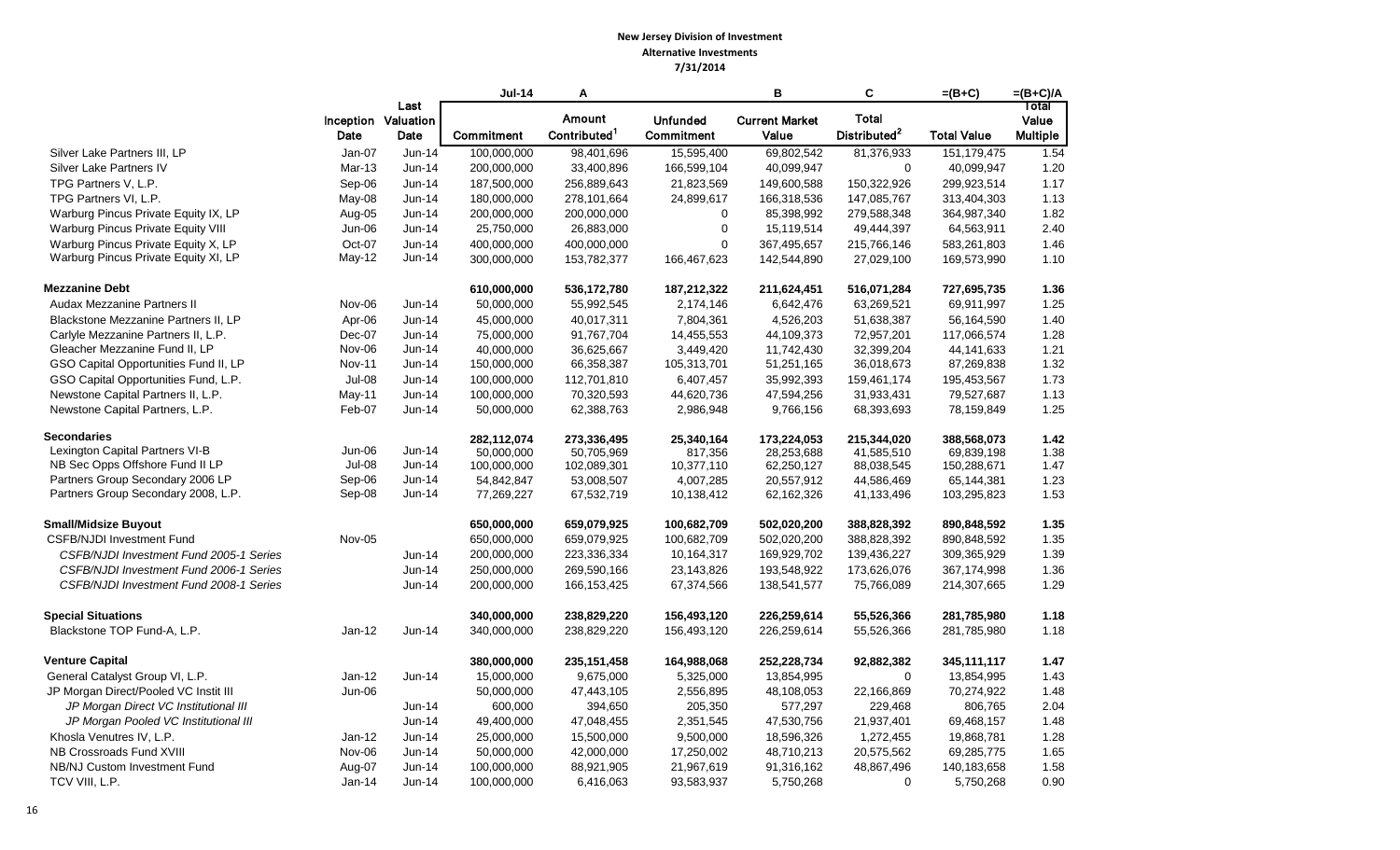**New Jersey Division of Investment**
**Alternative Investments**
**7/31/2014**

| | Inception Date | Last Valuation Date | Jul-14 Commitment | A Amount Contributed[1] | Unfunded Commitment | B Current Market Value | C Total Distributed[2] | =(B+C) Total Value | =(B+C)/A Total Value Multiple |
|---|---|---|---|---|---|---|---|---|---|
| Silver Lake Partners III, LP | Jan-07 | Jun-14 | 100,000,000 | 98,401,696 | 15,595,400 | 69,802,542 | 81,376,933 | 151,179,475 | 1.54 |
| Silver Lake Partners IV | Mar-13 | Jun-14 | 200,000,000 | 33,400,896 | 166,599,104 | 40,099,947 | 0 | 40,099,947 | 1.20 |
| TPG Partners V, L.P. | Sep-06 | Jun-14 | 187,500,000 | 256,889,643 | 21,823,569 | 149,600,588 | 150,322,926 | 299,923,514 | 1.17 |
| TPG Partners VI, L.P. | May-08 | Jun-14 | 180,000,000 | 278,101,664 | 24,899,617 | 166,318,536 | 147,085,767 | 313,404,303 | 1.13 |
| Warburg Pincus Private Equity IX, LP | Aug-05 | Jun-14 | 200,000,000 | 200,000,000 | 0 | 85,398,992 | 279,588,348 | 364,987,340 | 1.82 |
| Warburg Pincus Private Equity VIII | Jun-06 | Jun-14 | 25,750,000 | 26,883,000 | 0 | 15,119,514 | 49,444,397 | 64,563,911 | 2.40 |
| Warburg Pincus Private Equity X, LP | Oct-07 | Jun-14 | 400,000,000 | 400,000,000 | 0 | 367,495,657 | 215,766,146 | 583,261,803 | 1.46 |
| Warburg Pincus Private Equity XI, LP | May-12 | Jun-14 | 300,000,000 | 153,782,377 | 166,467,623 | 142,544,890 | 27,029,100 | 169,573,990 | 1.10 |
| **Mezzanine Debt** | | | **610,000,000** | **536,172,780** | **187,212,322** | **211,624,451** | **516,071,284** | **727,695,735** | **1.36** |
| Audax Mezzanine Partners II | Nov-06 | Jun-14 | 50,000,000 | 55,992,545 | 2,174,146 | 6,642,476 | 63,269,521 | 69,911,997 | 1.25 |
| Blackstone Mezzanine Partners II, LP | Apr-06 | Jun-14 | 45,000,000 | 40,017,311 | 7,804,361 | 4,526,203 | 51,638,387 | 56,164,590 | 1.40 |
| Carlyle Mezzanine Partners II, L.P. | Dec-07 | Jun-14 | 75,000,000 | 91,767,704 | 14,455,553 | 44,109,373 | 72,957,201 | 117,066,574 | 1.28 |
| Gleacher Mezzanine Fund II, LP | Nov-06 | Jun-14 | 40,000,000 | 36,625,667 | 3,449,420 | 11,742,430 | 32,399,204 | 44,141,633 | 1.21 |
| GSO Capital Opportunities Fund II, LP | Nov-11 | Jun-14 | 150,000,000 | 66,358,387 | 105,313,701 | 51,251,165 | 36,018,673 | 87,269,838 | 1.32 |
| GSO Capital Opportunities Fund, L.P. | Jul-08 | Jun-14 | 100,000,000 | 112,701,810 | 6,407,457 | 35,992,393 | 159,461,174 | 195,453,567 | 1.73 |
| Newstone Capital Partners II, L.P. | May-11 | Jun-14 | 100,000,000 | 70,320,593 | 44,620,736 | 47,594,256 | 31,933,431 | 79,527,687 | 1.13 |
| Newstone Capital Partners, L.P. | Feb-07 | Jun-14 | 50,000,000 | 62,388,763 | 2,986,948 | 9,766,156 | 68,393,693 | 78,159,849 | 1.25 |
| **Secondaries** | | | **282,112,074** | **273,336,495** | **25,340,164** | **173,224,053** | **215,344,020** | **388,568,073** | **1.42** |
| Lexington Capital Partners VI-B | Jun-06 | Jun-14 | 50,000,000 | 50,705,969 | 817,356 | 28,253,688 | 41,585,510 | 69,839,198 | 1.38 |
| NB Sec Opps Offshore Fund II LP | Jul-08 | Jun-14 | 100,000,000 | 102,089,301 | 10,377,110 | 62,250,127 | 88,038,545 | 150,288,671 | 1.47 |
| Partners Group Secondary 2006 LP | Sep-06 | Jun-14 | 54,842,847 | 53,008,507 | 4,007,285 | 20,557,912 | 44,586,469 | 65,144,381 | 1.23 |
| Partners Group Secondary 2008, L.P. | Sep-08 | Jun-14 | 77,269,227 | 67,532,719 | 10,138,412 | 62,162,326 | 41,133,496 | 103,295,823 | 1.53 |
| **Small/Midsize Buyout** | | | **650,000,000** | **659,079,925** | **100,682,709** | **502,020,200** | **388,828,392** | **890,848,592** | **1.35** |
| CSFB/NJDI Investment Fund | Nov-05 | | 650,000,000 | 659,079,925 | 100,682,709 | 502,020,200 | 388,828,392 | 890,848,592 | 1.35 |
| *CSFB/NJDI Investment Fund 2005-1 Series* | | Jun-14 | 200,000,000 | 223,336,334 | 10,164,317 | 169,929,702 | 139,436,227 | 309,365,929 | 1.39 |
| *CSFB/NJDI Investment Fund 2006-1 Series* | | Jun-14 | 250,000,000 | 269,590,166 | 23,143,826 | 193,548,922 | 173,626,076 | 367,174,998 | 1.36 |
| *CSFB/NJDI Investment Fund 2008-1 Series* | | Jun-14 | 200,000,000 | 166,153,425 | 67,374,566 | 138,541,577 | 75,766,089 | 214,307,665 | 1.29 |
| **Special Situations** | | | **340,000,000** | **238,829,220** | **156,493,120** | **226,259,614** | **55,526,366** | **281,785,980** | **1.18** |
| Blackstone TOP Fund-A, L.P. | Jan-12 | Jun-14 | 340,000,000 | 238,829,220 | 156,493,120 | 226,259,614 | 55,526,366 | 281,785,980 | 1.18 |
| **Venture Capital** | | | **380,000,000** | **235,151,458** | **164,988,068** | **252,228,734** | **92,882,382** | **345,111,117** | **1.47** |
| General Catalyst Group VI, L.P. | Jan-12 | Jun-14 | 15,000,000 | 9,675,000 | 5,325,000 | 13,854,995 | 0 | 13,854,995 | 1.43 |
| JP Morgan Direct/Pooled VC Instit III | Jun-06 | | 50,000,000 | 47,443,105 | 2,556,895 | 48,108,053 | 22,166,869 | 70,274,922 | 1.48 |
| *JP Morgan Direct VC Institutional III* | | Jun-14 | 600,000 | 394,650 | 205,350 | 577,297 | 229,468 | 806,765 | 2.04 |
| *JP Morgan Pooled VC Institutional III* | | Jun-14 | 49,400,000 | 47,048,455 | 2,351,545 | 47,530,756 | 21,937,401 | 69,468,157 | 1.48 |
| Khosla Venutres IV, L.P. | Jan-12 | Jun-14 | 25,000,000 | 15,500,000 | 9,500,000 | 18,596,326 | 1,272,455 | 19,868,781 | 1.28 |
| NB Crossroads Fund XVIII | Nov-06 | Jun-14 | 50,000,000 | 42,000,000 | 17,250,002 | 48,710,213 | 20,575,562 | 69,285,775 | 1.65 |
| NB/NJ Custom Investment Fund | Aug-07 | Jun-14 | 100,000,000 | 88,921,905 | 21,967,619 | 91,316,162 | 48,867,496 | 140,183,658 | 1.58 |
| TCV VIII, L.P. | Jan-14 | Jun-14 | 100,000,000 | 6,416,063 | 93,583,937 | 5,750,268 | 0 | 5,750,268 | 0.90 |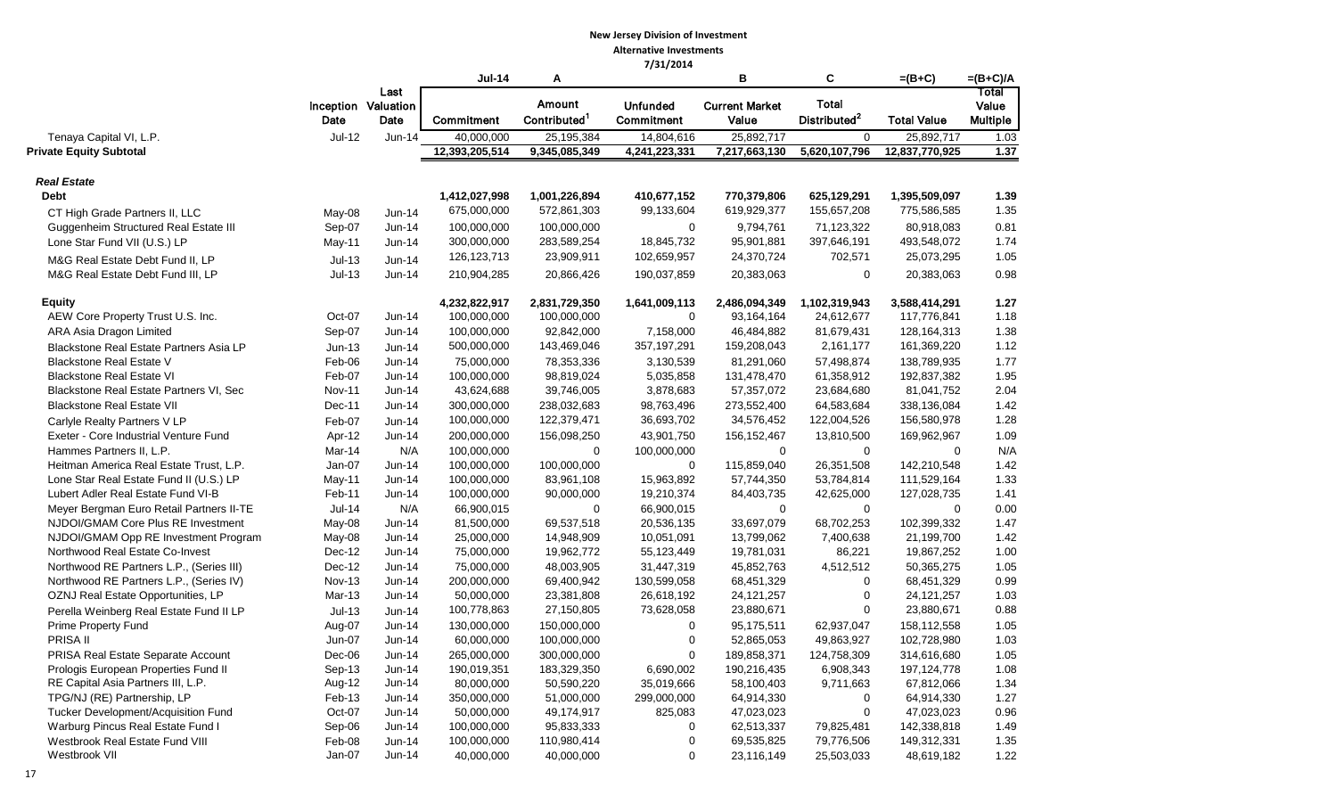**New Jersey Division of Investment**

**Alternative Investments**

**7/31/2014**

| | Inception Date | Last Valuation Date | Jul-14<br>Commitment | A<br>Amount Contributed[1] | Unfunded Commitment | B<br>Current Market Value | C<br>Total Distributed[2] | =(B+C)<br>Total Value | =(B+C)/A<br>Total Value Multiple |
|---|---|---|---|---|---|---|---|---|---|
| Tenaya Capital VI, L.P. | Jul-12 | Jun-14 | 40,000,000 | 25,195,384 | 14,804,616 | 25,892,717 | 0 | 25,892,717 | 1.03 |
| **Private Equity Subtotal** | | | **12,393,205,514** | **9,345,085,349** | **4,241,223,331** | **7,217,663,130** | **5,620,107,796** | **12,837,770,925** | **1.37** |
| ***Real Estate*** | | | | | | | | | |
| **Debt** | | | **1,412,027,998** | **1,001,226,894** | **410,677,152** | **770,379,806** | **625,129,291** | **1,395,509,097** | **1.39** |
| CT High Grade Partners II, LLC | May-08 | Jun-14 | 675,000,000 | 572,861,303 | 99,133,604 | 619,929,377 | 155,657,208 | 775,586,585 | 1.35 |
| Guggenheim Structured Real Estate III | Sep-07 | Jun-14 | 100,000,000 | 100,000,000 | 0 | 9,794,761 | 71,123,322 | 80,918,083 | 0.81 |
| Lone Star Fund VII (U.S.) LP | May-11 | Jun-14 | 300,000,000 | 283,589,254 | 18,845,732 | 95,901,881 | 397,646,191 | 493,548,072 | 1.74 |
| M&G Real Estate Debt Fund II, LP | Jul-13 | Jun-14 | 126,123,713 | 23,909,911 | 102,659,957 | 24,370,724 | 702,571 | 25,073,295 | 1.05 |
| M&G Real Estate Debt Fund III, LP | Jul-13 | Jun-14 | 210,904,285 | 20,866,426 | 190,037,859 | 20,383,063 | 0 | 20,383,063 | 0.98 |
| **Equity** | | | **4,232,822,917** | **2,831,729,350** | **1,641,009,113** | **2,486,094,349** | **1,102,319,943** | **3,588,414,291** | **1.27** |
| AEW Core Property Trust U.S. Inc. | Oct-07 | Jun-14 | 100,000,000 | 100,000,000 | 0 | 93,164,164 | 24,612,677 | 117,776,841 | 1.18 |
| ARA Asia Dragon Limited | Sep-07 | Jun-14 | 100,000,000 | 92,842,000 | 7,158,000 | 46,484,882 | 81,679,431 | 128,164,313 | 1.38 |
| Blackstone Real Estate Partners Asia LP | Jun-13 | Jun-14 | 500,000,000 | 143,469,046 | 357,197,291 | 159,208,043 | 2,161,177 | 161,369,220 | 1.12 |
| Blackstone Real Estate V | Feb-06 | Jun-14 | 75,000,000 | 78,353,336 | 3,130,539 | 81,291,060 | 57,498,874 | 138,789,935 | 1.77 |
| Blackstone Real Estate VI | Feb-07 | Jun-14 | 100,000,000 | 98,819,024 | 5,035,858 | 131,478,470 | 61,358,912 | 192,837,382 | 1.95 |
| Blackstone Real Estate Partners VI, Sec | Nov-11 | Jun-14 | 43,624,688 | 39,746,005 | 3,878,683 | 57,357,072 | 23,684,680 | 81,041,752 | 2.04 |
| Blackstone Real Estate VII | Dec-11 | Jun-14 | 300,000,000 | 238,032,683 | 98,763,496 | 273,552,400 | 64,583,684 | 338,136,084 | 1.42 |
| Carlyle Realty Partners V LP | Feb-07 | Jun-14 | 100,000,000 | 122,379,471 | 36,693,702 | 34,576,452 | 122,004,526 | 156,580,978 | 1.28 |
| Exeter - Core Industrial Venture Fund | Apr-12 | Jun-14 | 200,000,000 | 156,098,250 | 43,901,750 | 156,152,467 | 13,810,500 | 169,962,967 | 1.09 |
| Hammes Partners II, L.P. | Mar-14 | N/A | 100,000,000 | 0 | 100,000,000 | 0 | 0 | 0 | N/A |
| Heitman America Real Estate Trust, L.P. | Jan-07 | Jun-14 | 100,000,000 | 100,000,000 | 0 | 115,859,040 | 26,351,508 | 142,210,548 | 1.42 |
| Lone Star Real Estate Fund II (U.S.) LP | May-11 | Jun-14 | 100,000,000 | 83,961,108 | 15,963,892 | 57,744,350 | 53,784,814 | 111,529,164 | 1.33 |
| Lubert Adler Real Estate Fund VI-B | Feb-11 | Jun-14 | 100,000,000 | 90,000,000 | 19,210,374 | 84,403,735 | 42,625,000 | 127,028,735 | 1.41 |
| Meyer Bergman Euro Retail Partners II-TE | Jul-14 | N/A | 66,900,015 | 0 | 66,900,015 | 0 | 0 | 0 | 0.00 |
| NJDOI/GMAM Core Plus RE Investment | May-08 | Jun-14 | 81,500,000 | 69,537,518 | 20,536,135 | 33,697,079 | 68,702,253 | 102,399,332 | 1.47 |
| NJDOI/GMAM Opp RE Investment Program | May-08 | Jun-14 | 25,000,000 | 14,948,909 | 10,051,091 | 13,799,062 | 7,400,638 | 21,199,700 | 1.42 |
| Northwood Real Estate Co-Invest | Dec-12 | Jun-14 | 75,000,000 | 19,962,772 | 55,123,449 | 19,781,031 | 86,221 | 19,867,252 | 1.00 |
| Northwood RE Partners L.P., (Series III) | Dec-12 | Jun-14 | 75,000,000 | 48,003,905 | 31,447,319 | 45,852,763 | 4,512,512 | 50,365,275 | 1.05 |
| Northwood RE Partners L.P., (Series IV) | Nov-13 | Jun-14 | 200,000,000 | 69,400,942 | 130,599,058 | 68,451,329 | 0 | 68,451,329 | 0.99 |
| OZNJ Real Estate Opportunities, LP | Mar-13 | Jun-14 | 50,000,000 | 23,381,808 | 26,618,192 | 24,121,257 | 0 | 24,121,257 | 1.03 |
| Perella Weinberg Real Estate Fund II LP | Jul-13 | Jun-14 | 100,778,863 | 27,150,805 | 73,628,058 | 23,880,671 | 0 | 23,880,671 | 0.88 |
| Prime Property Fund | Aug-07 | Jun-14 | 130,000,000 | 150,000,000 | 0 | 95,175,511 | 62,937,047 | 158,112,558 | 1.05 |
| PRISA II | Jun-07 | Jun-14 | 60,000,000 | 100,000,000 | 0 | 52,865,053 | 49,863,927 | 102,728,980 | 1.03 |
| PRISA Real Estate Separate Account | Dec-06 | Jun-14 | 265,000,000 | 300,000,000 | 0 | 189,858,371 | 124,758,309 | 314,616,680 | 1.05 |
| Prologis European Properties Fund II | Sep-13 | Jun-14 | 190,019,351 | 183,329,350 | 6,690,002 | 190,216,435 | 6,908,343 | 197,124,778 | 1.08 |
| RE Capital Asia Partners III, L.P. | Aug-12 | Jun-14 | 80,000,000 | 50,590,220 | 35,019,666 | 58,100,403 | 9,711,663 | 67,812,066 | 1.34 |
| TPG/NJ (RE) Partnership, LP | Feb-13 | Jun-14 | 350,000,000 | 51,000,000 | 299,000,000 | 64,914,330 | 0 | 64,914,330 | 1.27 |
| Tucker Development/Acquisition Fund | Oct-07 | Jun-14 | 50,000,000 | 49,174,917 | 825,083 | 47,023,023 | 0 | 47,023,023 | 0.96 |
| Warburg Pincus Real Estate Fund I | Sep-06 | Jun-14 | 100,000,000 | 95,833,333 | 0 | 62,513,337 | 79,825,481 | 142,338,818 | 1.49 |
| Westbrook Real Estate Fund VIII | Feb-08 | Jun-14 | 100,000,000 | 110,980,414 | 0 | 69,535,825 | 79,776,506 | 149,312,331 | 1.35 |
| Westbrook VII | Jan-07 | Jun-14 | 40,000,000 | 40,000,000 | 0 | 23,116,149 | 25,503,033 | 48,619,182 | 1.22 |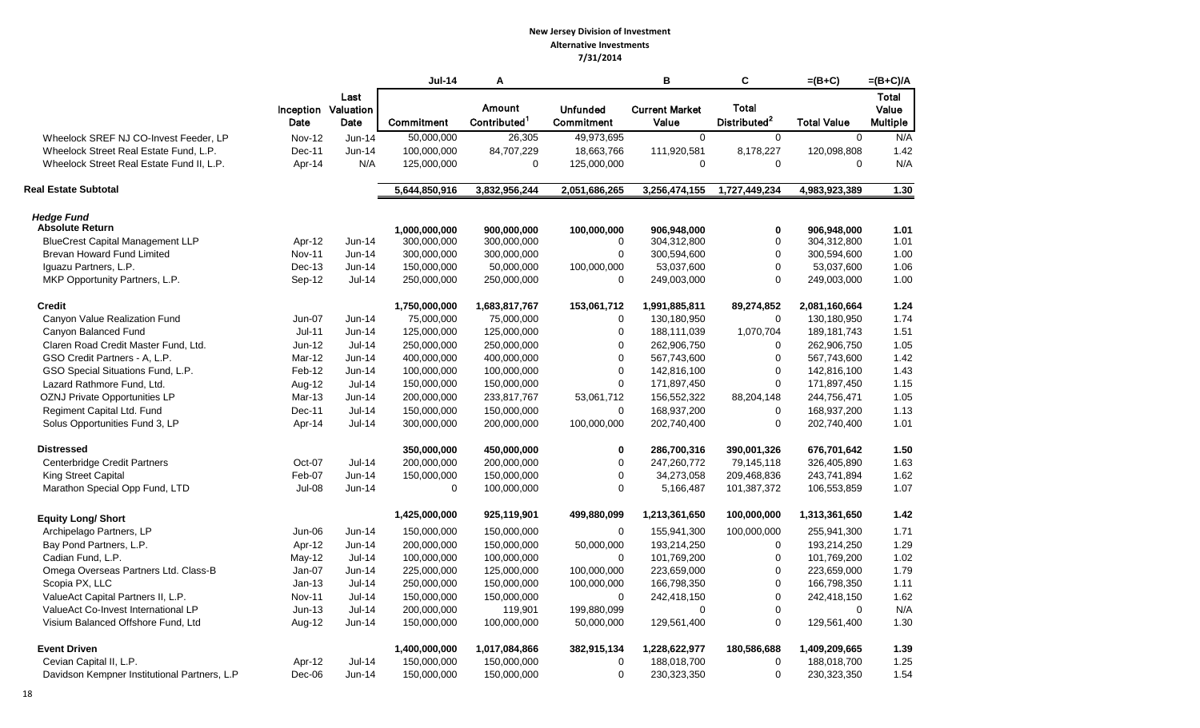# New Jersey Division of Investment
## Alternative Investments
### 7/31/2014

| | Inception Date | Last Valuation Date | Jul-14 Commitment | A Amount Contributed[1] | Unfunded Commitment | B Current Market Value | C Total Distributed[2] | =(B+C) Total Value | =(B+C)/A Total Value Multiple |
|---|---|---|---|---|---|---|---|---|---|
| Wheelock SREF NJ CO-Invest Feeder, LP | Nov-12 | Jun-14 | 50,000,000 | 26,305 | 49,973,695 | 0 | 0 | 0 | N/A |
| Wheelock Street Real Estate Fund, L.P. | Dec-11 | Jun-14 | 100,000,000 | 84,707,229 | 18,663,766 | 111,920,581 | 8,178,227 | 120,098,808 | 1.42 |
| Wheelock Street Real Estate Fund II, L.P. | Apr-14 | N/A | 125,000,000 | 0 | 125,000,000 | 0 | 0 | 0 | N/A |
| **Real Estate Subtotal** | | | **5,644,850,916** | **3,832,956,244** | **2,051,686,265** | **3,256,474,155** | **1,727,449,234** | **4,983,923,389** | **1.30** |
| ***Hedge Fund*** | | | | | | | | | |
| **Absolute Return** | | | **1,000,000,000** | **900,000,000** | **100,000,000** | **906,948,000** | **0** | **906,948,000** | **1.01** |
| BlueCrest Capital Management LLP | Apr-12 | Jun-14 | 300,000,000 | 300,000,000 | 0 | 304,312,800 | 0 | 304,312,800 | 1.01 |
| Brevan Howard Fund Limited | Nov-11 | Jun-14 | 300,000,000 | 300,000,000 | 0 | 300,594,600 | 0 | 300,594,600 | 1.00 |
| Iguazu Partners, L.P. | Dec-13 | Jun-14 | 150,000,000 | 50,000,000 | 100,000,000 | 53,037,600 | 0 | 53,037,600 | 1.06 |
| MKP Opportunity Partners, L.P. | Sep-12 | Jul-14 | 250,000,000 | 250,000,000 | 0 | 249,003,000 | 0 | 249,003,000 | 1.00 |
| **Credit** | | | **1,750,000,000** | **1,683,817,767** | **153,061,712** | **1,991,885,811** | **89,274,852** | **2,081,160,664** | **1.24** |
| Canyon Value Realization Fund | Jun-07 | Jun-14 | 75,000,000 | 75,000,000 | 0 | 130,180,950 | 0 | 130,180,950 | 1.74 |
| Canyon Balanced Fund | Jul-11 | Jun-14 | 125,000,000 | 125,000,000 | 0 | 188,111,039 | 1,070,704 | 189,181,743 | 1.51 |
| Claren Road Credit Master Fund, Ltd. | Jun-12 | Jul-14 | 250,000,000 | 250,000,000 | 0 | 262,906,750 | 0 | 262,906,750 | 1.05 |
| GSO Credit Partners - A, L.P. | Mar-12 | Jun-14 | 400,000,000 | 400,000,000 | 0 | 567,743,600 | 0 | 567,743,600 | 1.42 |
| GSO Special Situations Fund, L.P. | Feb-12 | Jun-14 | 100,000,000 | 100,000,000 | 0 | 142,816,100 | 0 | 142,816,100 | 1.43 |
| Lazard Rathmore Fund, Ltd. | Aug-12 | Jul-14 | 150,000,000 | 150,000,000 | 0 | 171,897,450 | 0 | 171,897,450 | 1.15 |
| OZNJ Private Opportunities LP | Mar-13 | Jun-14 | 200,000,000 | 233,817,767 | 53,061,712 | 156,552,322 | 88,204,148 | 244,756,471 | 1.05 |
| Regiment Capital Ltd. Fund | Dec-11 | Jul-14 | 150,000,000 | 150,000,000 | 0 | 168,937,200 | 0 | 168,937,200 | 1.13 |
| Solus Opportunities Fund 3, LP | Apr-14 | Jul-14 | 300,000,000 | 200,000,000 | 100,000,000 | 202,740,400 | 0 | 202,740,400 | 1.01 |
| **Distressed** | | | **350,000,000** | **450,000,000** | **0** | **286,700,316** | **390,001,326** | **676,701,642** | **1.50** |
| Centerbridge Credit Partners | Oct-07 | Jul-14 | 200,000,000 | 200,000,000 | 0 | 247,260,772 | 79,145,118 | 326,405,890 | 1.63 |
| King Street Capital | Feb-07 | Jun-14 | 150,000,000 | 150,000,000 | 0 | 34,273,058 | 209,468,836 | 243,741,894 | 1.62 |
| Marathon Special Opp Fund, LTD | Jul-08 | Jun-14 | 0 | 100,000,000 | 0 | 5,166,487 | 101,387,372 | 106,553,859 | 1.07 |
| **Equity Long/ Short** | | | **1,425,000,000** | **925,119,901** | **499,880,099** | **1,213,361,650** | **100,000,000** | **1,313,361,650** | **1.42** |
| Archipelago Partners, LP | Jun-06 | Jun-14 | 150,000,000 | 150,000,000 | 0 | 155,941,300 | 100,000,000 | 255,941,300 | 1.71 |
| Bay Pond Partners, L.P. | Apr-12 | Jun-14 | 200,000,000 | 150,000,000 | 50,000,000 | 193,214,250 | 0 | 193,214,250 | 1.29 |
| Cadian Fund, L.P. | May-12 | Jul-14 | 100,000,000 | 100,000,000 | 0 | 101,769,200 | 0 | 101,769,200 | 1.02 |
| Omega Overseas Partners Ltd. Class-B | Jan-07 | Jun-14 | 225,000,000 | 125,000,000 | 100,000,000 | 223,659,000 | 0 | 223,659,000 | 1.79 |
| Scopia PX, LLC | Jan-13 | Jul-14 | 250,000,000 | 150,000,000 | 100,000,000 | 166,798,350 | 0 | 166,798,350 | 1.11 |
| ValueAct Capital Partners II, L.P. | Nov-11 | Jul-14 | 150,000,000 | 150,000,000 | 0 | 242,418,150 | 0 | 242,418,150 | 1.62 |
| ValueAct Co-Invest International LP | Jun-13 | Jul-14 | 200,000,000 | 119,901 | 199,880,099 | 0 | 0 | 0 | N/A |
| Visium Balanced Offshore Fund, Ltd | Aug-12 | Jun-14 | 150,000,000 | 100,000,000 | 50,000,000 | 129,561,400 | 0 | 129,561,400 | 1.30 |
| **Event Driven** | | | **1,400,000,000** | **1,017,084,866** | **382,915,134** | **1,228,622,977** | **180,586,688** | **1,409,209,665** | **1.39** |
| Cevian Capital II, L.P. | Apr-12 | Jul-14 | 150,000,000 | 150,000,000 | 0 | 188,018,700 | 0 | 188,018,700 | 1.25 |
| Davidson Kempner Institutional Partners, L.P | Dec-06 | Jun-14 | 150,000,000 | 150,000,000 | 0 | 230,323,350 | 0 | 230,323,350 | 1.54 |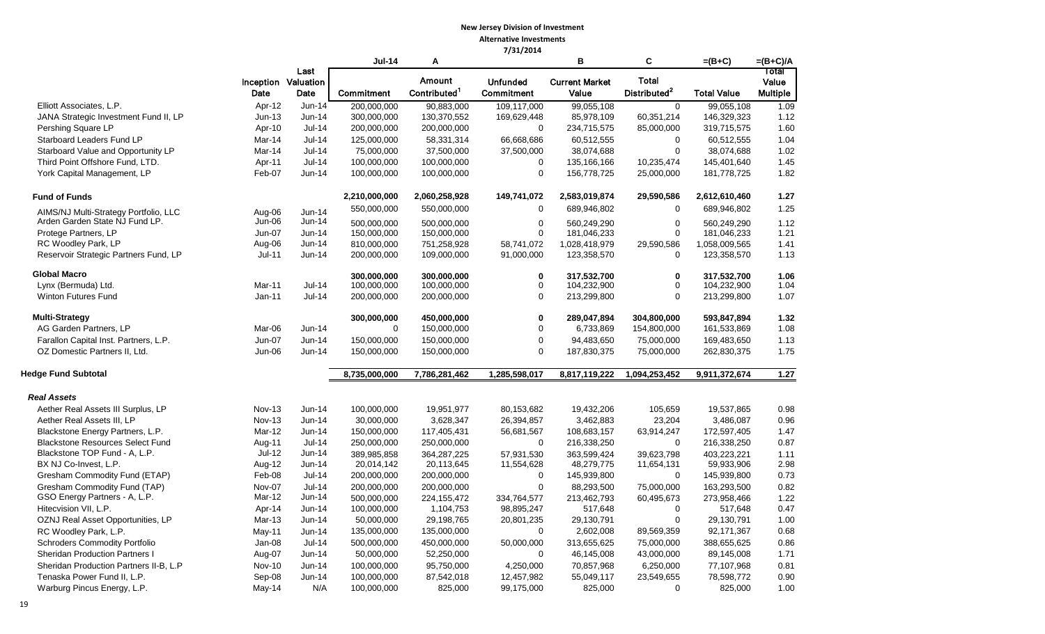**New Jersey Division of Investment**
**Alternative Investments**
**7/31/2014**

| | Inception Date | Last Valuation Date | Jul-14 Commitment | A Amount Contributed[1] | Unfunded Commitment | B Current Market Value | C Total Distributed[2] | =(B+C) Total Value | =(B+C)/A Total Value Multiple |
|---|---|---|---|---|---|---|---|---|---|
| Elliott Associates, L.P. | Apr-12 | Jun-14 | 200,000,000 | 90,883,000 | 109,117,000 | 99,055,108 | 0 | 99,055,108 | 1.09 |
| JANA Strategic Investment Fund II, LP | Jun-13 | Jun-14 | 300,000,000 | 130,370,552 | 169,629,448 | 85,978,109 | 60,351,214 | 146,329,323 | 1.12 |
| Pershing Square LP | Apr-10 | Jul-14 | 200,000,000 | 200,000,000 | 0 | 234,715,575 | 85,000,000 | 319,715,575 | 1.60 |
| Starboard Leaders Fund LP | Mar-14 | Jul-14 | 125,000,000 | 58,331,314 | 66,668,686 | 60,512,555 | 0 | 60,512,555 | 1.04 |
| Starboard Value and Opportunity LP | Mar-14 | Jul-14 | 75,000,000 | 37,500,000 | 37,500,000 | 38,074,688 | 0 | 38,074,688 | 1.02 |
| Third Point Offshore Fund, LTD. | Apr-11 | Jul-14 | 100,000,000 | 100,000,000 | 0 | 135,166,166 | 10,235,474 | 145,401,640 | 1.45 |
| York Capital Management, LP | Feb-07 | Jun-14 | 100,000,000 | 100,000,000 | 0 | 156,778,725 | 25,000,000 | 181,778,725 | 1.82 |
| **Fund of Funds** | | | **2,210,000,000** | **2,060,258,928** | **149,741,072** | **2,583,019,874** | **29,590,586** | **2,612,610,460** | **1.27** |
| AIMS/NJ Multi-Strategy Portfolio, LLC | Aug-06 | Jun-14 | 550,000,000 | 550,000,000 | 0 | 689,946,802 | 0 | 689,946,802 | 1.25 |
| Arden Garden State NJ Fund LP. | Jun-06 | Jun-14 | 500,000,000 | 500,000,000 | 0 | 560,249,290 | 0 | 560,249,290 | 1.12 |
| Protege Partners, LP | Jun-07 | Jun-14 | 150,000,000 | 150,000,000 | 0 | 181,046,233 | 0 | 181,046,233 | 1.21 |
| RC Woodley Park, LP | Aug-06 | Jun-14 | 810,000,000 | 751,258,928 | 58,741,072 | 1,028,418,979 | 29,590,586 | 1,058,009,565 | 1.41 |
| Reservoir Strategic Partners Fund, LP | Jul-11 | Jun-14 | 200,000,000 | 109,000,000 | 91,000,000 | 123,358,570 | 0 | 123,358,570 | 1.13 |
| **Global Macro** | | | **300,000,000** | **300,000,000** | **0** | **317,532,700** | **0** | **317,532,700** | **1.06** |
| Lynx (Bermuda) Ltd. | Mar-11 | Jul-14 | 100,000,000 | 100,000,000 | 0 | 104,232,900 | 0 | 104,232,900 | 1.04 |
| Winton Futures Fund | Jan-11 | Jul-14 | 200,000,000 | 200,000,000 | 0 | 213,299,800 | 0 | 213,299,800 | 1.07 |
| **Multi-Strategy** | | | **300,000,000** | **450,000,000** | **0** | **289,047,894** | **304,800,000** | **593,847,894** | **1.32** |
| AG Garden Partners, LP | Mar-06 | Jun-14 | 0 | 150,000,000 | 0 | 6,733,869 | 154,800,000 | 161,533,869 | 1.08 |
| Farallon Capital Inst. Partners, L.P. | Jun-07 | Jun-14 | 150,000,000 | 150,000,000 | 0 | 94,483,650 | 75,000,000 | 169,483,650 | 1.13 |
| OZ Domestic Partners II, Ltd. | Jun-06 | Jun-14 | 150,000,000 | 150,000,000 | 0 | 187,830,375 | 75,000,000 | 262,830,375 | 1.75 |
| **Hedge Fund Subtotal** | | | **8,735,000,000** | **7,786,281,462** | **1,285,598,017** | **8,817,119,222** | **1,094,253,452** | **9,911,372,674** | **1.27** |
| ***Real Assets*** | | | | | | | | | |
| Aether Real Assets III Surplus, LP | Nov-13 | Jun-14 | 100,000,000 | 19,951,977 | 80,153,682 | 19,432,206 | 105,659 | 19,537,865 | 0.98 |
| Aether Real Assets III, LP | Nov-13 | Jun-14 | 30,000,000 | 3,628,347 | 26,394,857 | 3,462,883 | 23,204 | 3,486,087 | 0.96 |
| Blackstone Energy Partners, L.P. | Mar-12 | Jun-14 | 150,000,000 | 117,405,431 | 56,681,567 | 108,683,157 | 63,914,247 | 172,597,405 | 1.47 |
| Blackstone Resources Select Fund | Aug-11 | Jul-14 | 250,000,000 | 250,000,000 | 0 | 216,338,250 | 0 | 216,338,250 | 0.87 |
| Blackstone TOP Fund - A, L.P. | Jul-12 | Jun-14 | 389,985,858 | 364,287,225 | 57,931,530 | 363,599,424 | 39,623,798 | 403,223,221 | 1.11 |
| BX NJ Co-Invest, L.P. | Aug-12 | Jun-14 | 20,014,142 | 20,113,645 | 11,554,628 | 48,279,775 | 11,654,131 | 59,933,906 | 2.98 |
| Gresham Commodity Fund (ETAP) | Feb-08 | Jul-14 | 200,000,000 | 200,000,000 | 0 | 145,939,800 | 0 | 145,939,800 | 0.73 |
| Gresham Commodity Fund (TAP) | Nov-07 | Jul-14 | 200,000,000 | 200,000,000 | 0 | 88,293,500 | 75,000,000 | 163,293,500 | 0.82 |
| GSO Energy Partners - A, L.P. | Mar-12 | Jun-14 | 500,000,000 | 224,155,472 | 334,764,577 | 213,462,793 | 60,495,673 | 273,958,466 | 1.22 |
| Hitecvision VII, L.P. | Apr-14 | Jun-14 | 100,000,000 | 1,104,753 | 98,895,247 | 517,648 | 0 | 517,648 | 0.47 |
| OZNJ Real Asset Opportunities, LP | Mar-13 | Jun-14 | 50,000,000 | 29,198,765 | 20,801,235 | 29,130,791 | 0 | 29,130,791 | 1.00 |
| RC Woodley Park, L.P. | May-11 | Jun-14 | 135,000,000 | 135,000,000 | 0 | 2,602,008 | 89,569,359 | 92,171,367 | 0.68 |
| Schroders Commodity Portfolio | Jan-08 | Jul-14 | 500,000,000 | 450,000,000 | 50,000,000 | 313,655,625 | 75,000,000 | 388,655,625 | 0.86 |
| Sheridan Production Partners I | Aug-07 | Jun-14 | 50,000,000 | 52,250,000 | 0 | 46,145,008 | 43,000,000 | 89,145,008 | 1.71 |
| Sheridan Production Partners II-B, L.P | Nov-10 | Jun-14 | 100,000,000 | 95,750,000 | 4,250,000 | 70,857,968 | 6,250,000 | 77,107,968 | 0.81 |
| Tenaska Power Fund II, L.P. | Sep-08 | Jun-14 | 100,000,000 | 87,542,018 | 12,457,982 | 55,049,117 | 23,549,655 | 78,598,772 | 0.90 |
| Warburg Pincus Energy, L.P. | May-14 | N/A | 100,000,000 | 825,000 | 99,175,000 | 825,000 | 0 | 825,000 | 1.00 |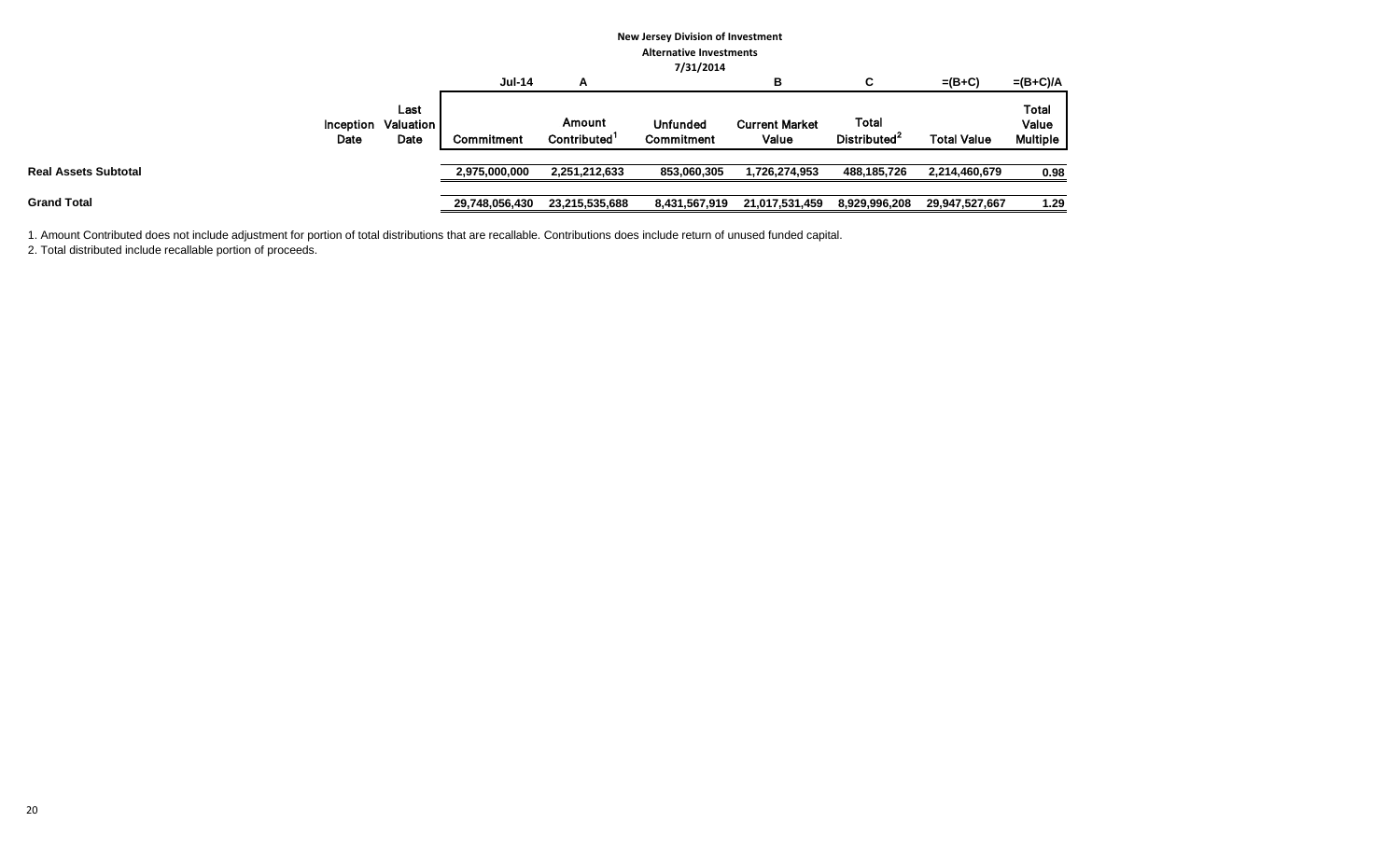**New Jersey Division of Investment**
**Alternative Investments**
**7/31/2014**

| | Inception Date | Last Valuation Date | Jul-14<br>Commitment | A<br>Amount Contributed[1] | Unfunded Commitment | B<br>Current Market Value | C<br>Total Distributed[2] | =(B+C)<br>Total Value | =(B+C)/A<br>Total Value Multiple |
|---|---|---|---|---|---|---|---|---|---|
| **Real Assets Subtotal** | | | **2,975,000,000** | **2,251,212,633** | **853,060,305** | **1,726,274,953** | **488,185,726** | **2,214,460,679** | **0.98** |
| **Grand Total** | | | **29,748,056,430** | **23,215,535,688** | **8,431,567,919** | **21,017,531,459** | **8,929,996,208** | **29,947,527,667** | **1.29** |

1. Amount Contributed does not include adjustment for portion of total distributions that are recallable. Contributions does include return of unused funded capital.
2. Total distributed include recallable portion of proceeds.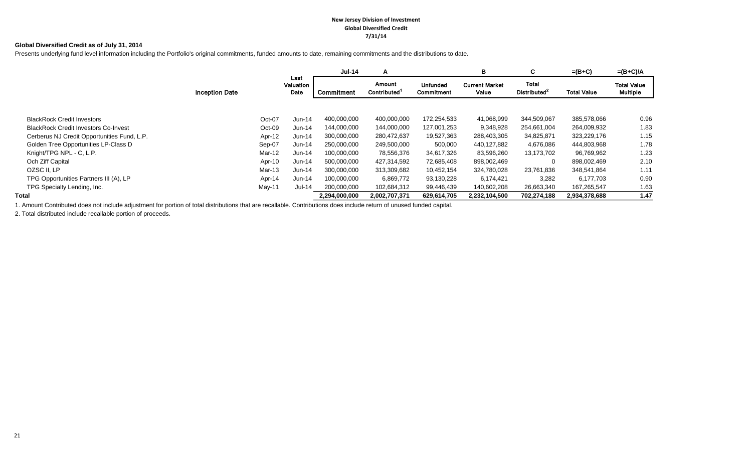**New Jersey Division of Investment**
**Global Diversified Credit**
**7/31/14**

**Global Diversified Credit as of July 31, 2014**

Presents underlying fund level information including the Portfolio's original commitments, funded amounts to date, remaining commitments and the distributions to date.

| | | | Jul-14 | A | | B | C | =(B+C) | =(B+C)/A |
|---|---|---|---|---|---|---|---|---|---|
| | Inception Date | Last Valuation Date | Commitment | Amount Contributed[1] | Unfunded Commitment | Current Market Value | Total Distributed[2] | Total Value | Total Value Multiple |
| BlackRock Credit Investors | Oct-07 | Jun-14 | 400,000,000 | 400,000,000 | 172,254,533 | 41,068,999 | 344,509,067 | 385,578,066 | 0.96 |
| BlackRock Credit Investors Co-Invest | Oct-09 | Jun-14 | 144,000,000 | 144,000,000 | 127,001,253 | 9,348,928 | 254,661,004 | 264,009,932 | 1.83 |
| Cerberus NJ Credit Opportunities Fund, L.P. | Apr-12 | Jun-14 | 300,000,000 | 280,472,637 | 19,527,363 | 288,403,305 | 34,825,871 | 323,229,176 | 1.15 |
| Golden Tree Opportunities LP-Class D | Sep-07 | Jun-14 | 250,000,000 | 249,500,000 | 500,000 | 440,127,882 | 4,676,086 | 444,803,968 | 1.78 |
| Knight/TPG NPL - C, L.P. | Mar-12 | Jun-14 | 100,000,000 | 78,556,376 | 34,617,326 | 83,596,260 | 13,173,702 | 96,769,962 | 1.23 |
| Och Ziff Capital | Apr-10 | Jun-14 | 500,000,000 | 427,314,592 | 72,685,408 | 898,002,469 | 0 | 898,002,469 | 2.10 |
| OZSC II, LP | Mar-13 | Jun-14 | 300,000,000 | 313,309,682 | 10,452,154 | 324,780,028 | 23,761,836 | 348,541,864 | 1.11 |
| TPG Opportunities Partners III (A), LP | Apr-14 | Jun-14 | 100,000,000 | 6,869,772 | 93,130,228 | 6,174,421 | 3,282 | 6,177,703 | 0.90 |
| TPG Specialty Lending, Inc. | May-11 | Jul-14 | 200,000,000 | 102,684,312 | 99,446,439 | 140,602,208 | 26,663,340 | 167,265,547 | 1.63 |
| **Total** | | | **2,294,000,000** | **2,002,707,371** | **629,614,705** | **2,232,104,500** | **702,274,188** | **2,934,378,688** | **1.47** |

1. Amount Contributed does not include adjustment for portion of total distributions that are recallable. Contributions does include return of unused funded capital.

2. Total distributed include recallable portion of proceeds.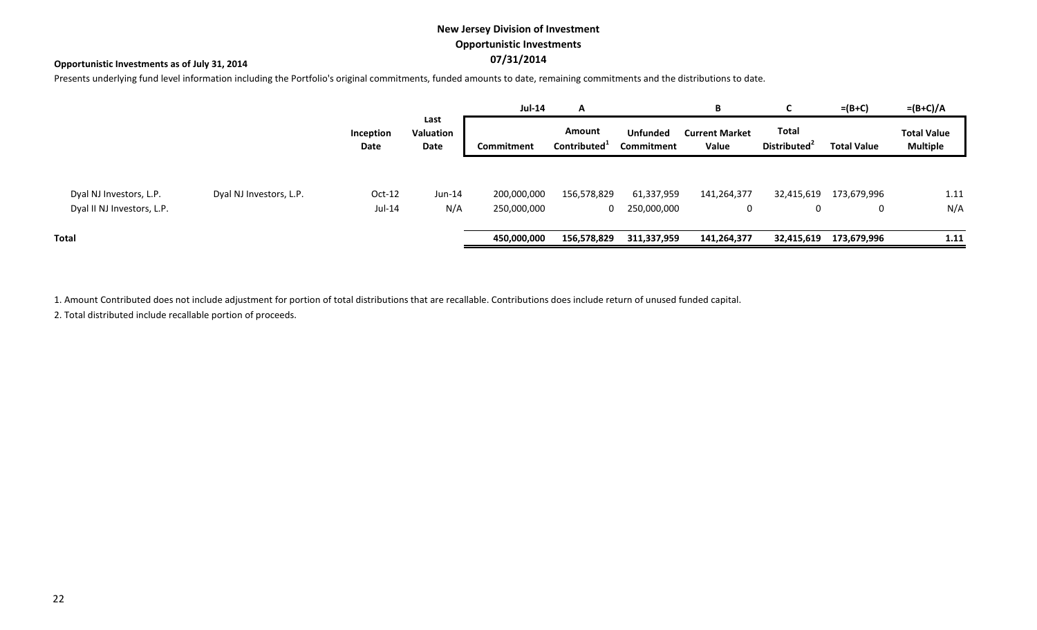**New Jersey Division of Investment**
**Opportunistic Investments**
**07/31/2014**

**Opportunistic Investments as of July 31, 2014**

Presents underlying fund level information including the Portfolio's original commitments, funded amounts to date, remaining commitments and the distributions to date.

| | | | | Jul-14 | A | | B | C | =(B+C) | =(B+C)/A |
|---|---|---|---|---|---|---|---|---|---|---|
| | | Inception Date | Last Valuation Date | Commitment | Amount Contributed[1] | Unfunded Commitment | Current Market Value | Total Distributed[2] | Total Value | Total Value Multiple |
| Dyal NJ Investors, L.P. | Dyal NJ Investors, L.P. | Oct-12 | Jun-14 | 200,000,000 | 156,578,829 | 61,337,959 | 141,264,377 | 32,415,619 | 173,679,996 | 1.11 |
| Dyal II NJ Investors, L.P. | | Jul-14 | N/A | 250,000,000 | 0 | 250,000,000 | 0 | 0 | 0 | N/A |
| **Total** | | | | **450,000,000** | **156,578,829** | **311,337,959** | **141,264,377** | **32,415,619** | **173,679,996** | **1.11** |

1. Amount Contributed does not include adjustment for portion of total distributions that are recallable. Contributions does include return of unused funded capital.

2. Total distributed include recallable portion of proceeds.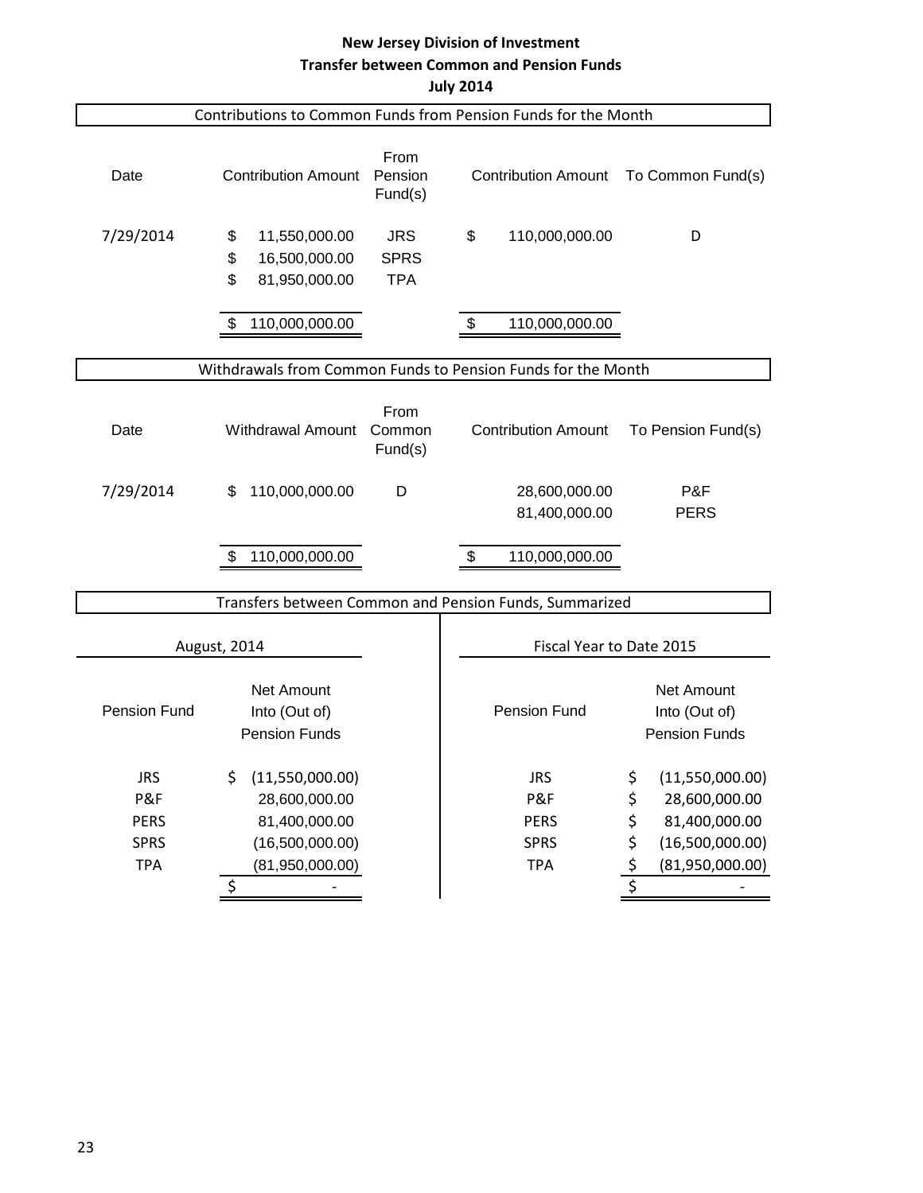**New Jersey Division of Investment**

**Transfer between Common and Pension Funds**

**July 2014**

## Contributions to Common Funds from Pension Funds for the Month

| Date | Contribution Amount | From Pension Fund(s) | Contribution Amount | To Common Fund(s) |
|---|---|---|---|---|
| 7/29/2014 | $ 11,550,000.00 | JRS | $ 110,000,000.00 | D |
| | $ 16,500,000.00 | SPRS | | |
| | $ 81,950,000.00 | TPA | | |
| | $ 110,000,000.00 | | $ 110,000,000.00 | |

## Withdrawals from Common Funds to Pension Funds for the Month

| Date | Withdrawal Amount | From Common Fund(s) | Contribution Amount | To Pension Fund(s) |
|---|---|---|---|---|
| 7/29/2014 | $ 110,000,000.00 | D | 28,600,000.00 | P&F |
| | | | 81,400,000.00 | PERS |
| | $ 110,000,000.00 | | $ 110,000,000.00 | |

## Transfers between Common and Pension Funds, Summarized

| August, 2014 | | Fiscal Year to Date 2015 | |
|---|---|---|---|
| Pension Fund | Net Amount Into (Out of) Pension Funds | Pension Fund | Net Amount Into (Out of) Pension Funds |
| JRS | $ (11,550,000.00) | JRS | $ (11,550,000.00) |
| P&F | 28,600,000.00 | P&F | $ 28,600,000.00 |
| PERS | 81,400,000.00 | PERS | $ 81,400,000.00 |
| SPRS | (16,500,000.00) | SPRS | $ (16,500,000.00) |
| TPA | (81,950,000.00) | TPA | $ (81,950,000.00) |
| | $ - | | $ - |